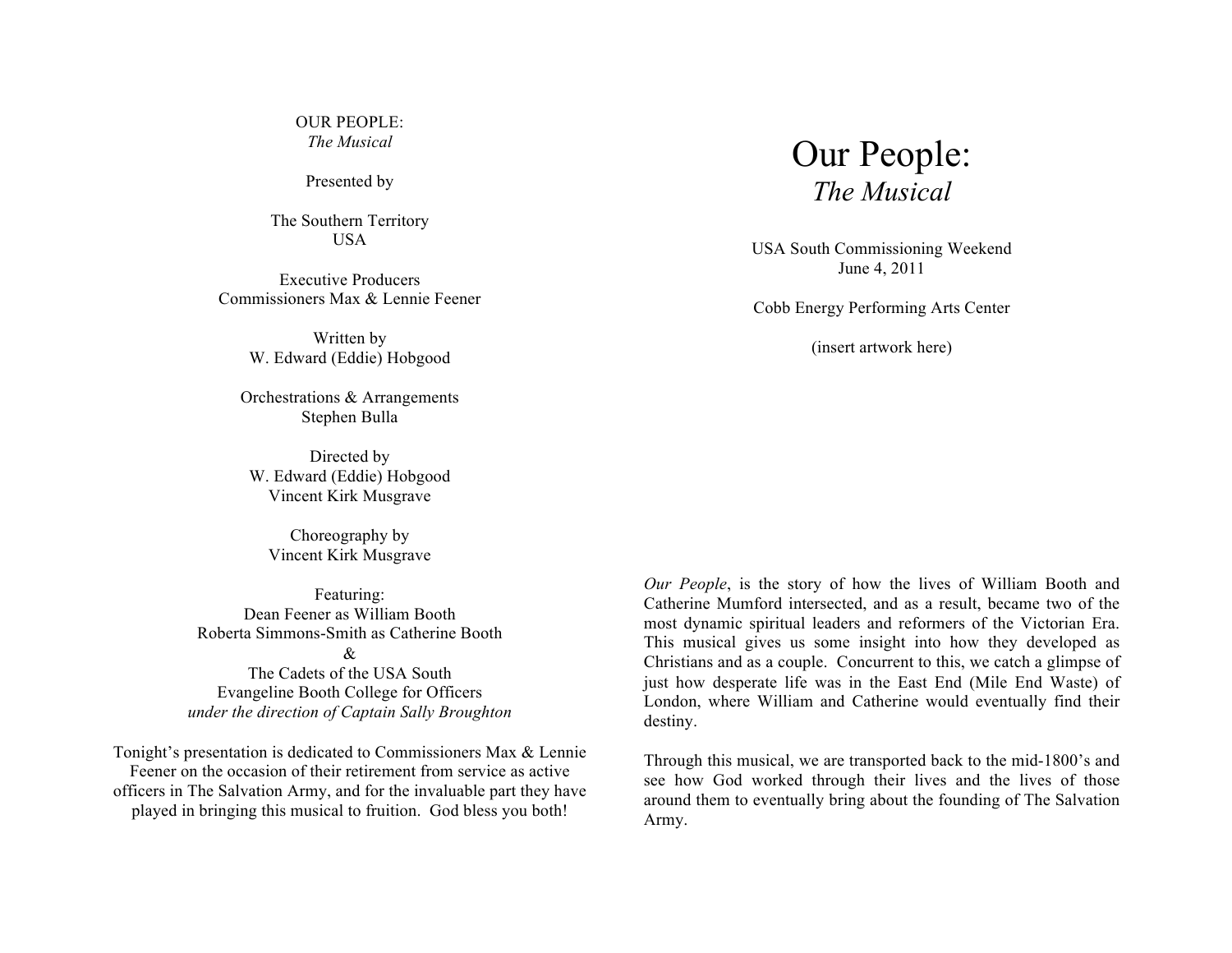OUR PEOPLE:
*The Musical*

Presented by

The Southern Territory
USA

Executive Producers
Commissioners Max & Lennie Feener

Written by
W. Edward (Eddie) Hobgood

Orchestrations & Arrangements
Stephen Bulla

Directed by
W. Edward (Eddie) Hobgood
Vincent Kirk Musgrave

Choreography by
Vincent Kirk Musgrave

Featuring:
Dean Feener as William Booth
Roberta Simmons-Smith as Catherine Booth
&
The Cadets of the USA South
Evangeline Booth College for Officers
*under the direction of Captain Sally Broughton*

Tonight's presentation is dedicated to Commissioners Max & Lennie Feener on the occasion of their retirement from service as active officers in The Salvation Army, and for the invaluable part they have played in bringing this musical to fruition. God bless you both!

# Our People:
## *The Musical*

USA South Commissioning Weekend
June 4, 2011

Cobb Energy Performing Arts Center

(insert artwork here)

*Our People*, is the story of how the lives of William Booth and Catherine Mumford intersected, and as a result, became two of the most dynamic spiritual leaders and reformers of the Victorian Era. This musical gives us some insight into how they developed as Christians and as a couple. Concurrent to this, we catch a glimpse of just how desperate life was in the East End (Mile End Waste) of London, where William and Catherine would eventually find their destiny.

Through this musical, we are transported back to the mid-1800's and see how God worked through their lives and the lives of those around them to eventually bring about the founding of The Salvation Army.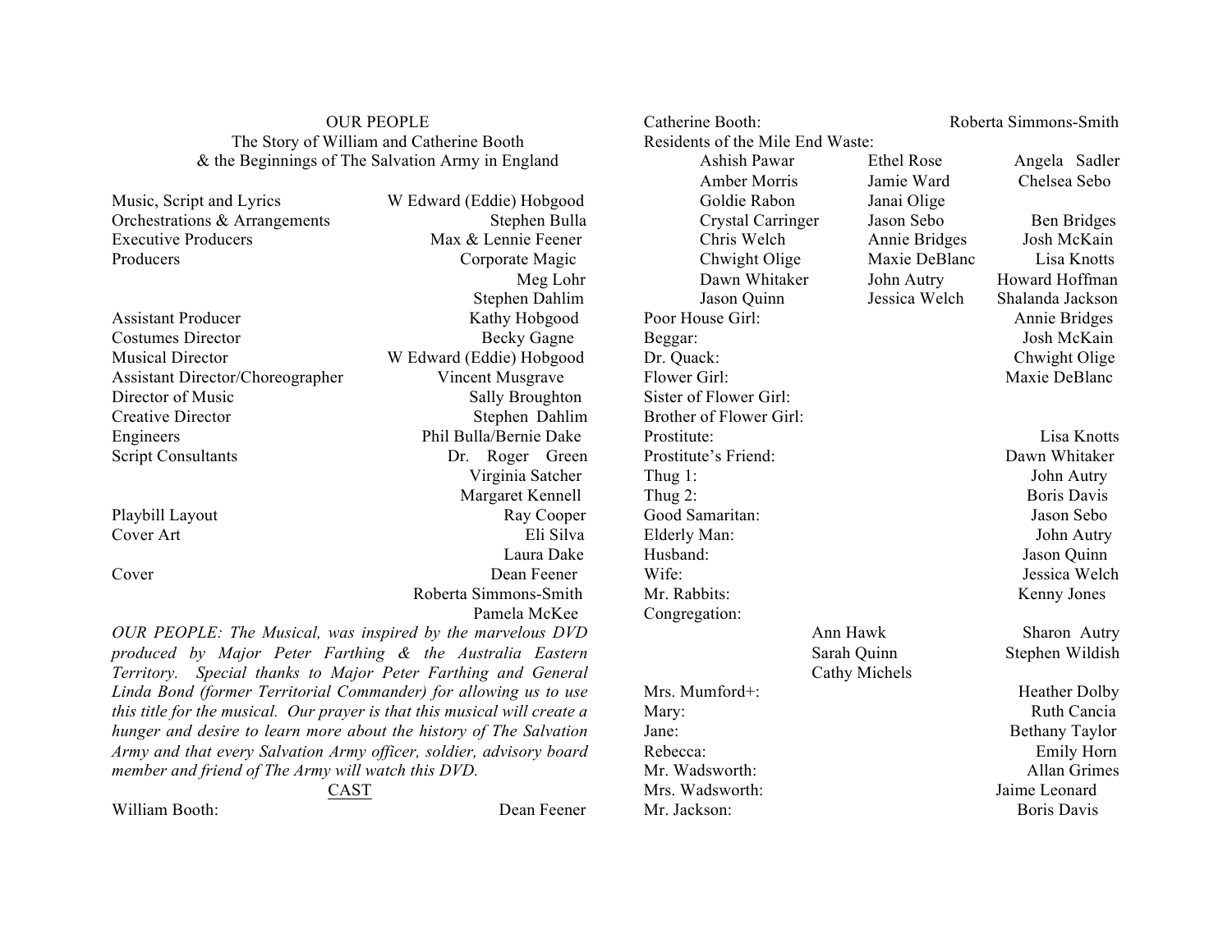# OUR PEOPLE

## The Story of William and Catherine Booth
## & the Beginnings of The Salvation Army in England

| | |
|---|---|
| Music, Script and Lyrics | W Edward (Eddie) Hobgood |
| Orchestrations & Arrangements | Stephen Bulla |
| Executive Producers | Max & Lennie Feener |
| Producers | Corporate Magic |
| | Meg Lohr |
| | Stephen Dahlim |
| Assistant Producer | Kathy Hobgood |
| Costumes Director | Becky Gagne |
| Musical Director | W Edward (Eddie) Hobgood |
| Assistant Director/Choreographer | Vincent Musgrave |
| Director of Music | Sally Broughton |
| Creative Director | Stephen Dahlim |
| Engineers | Phil Bulla/Bernie Dake |
| Script Consultants | Dr. Roger Green |
| | Virginia Satcher |
| | Margaret Kennell |
| Playbill Layout | Ray Cooper |
| Cover Art | Eli Silva |
| | Laura Dake |
| Cover | Dean Feener |
| | Roberta Simmons-Smith |
| | Pamela McKee |

*OUR PEOPLE: The Musical, was inspired by the marvelous DVD produced by Major Peter Farthing & the Australia Eastern Territory. Special thanks to Major Peter Farthing and General Linda Bond (former Territorial Commander) for allowing us to use this title for the musical. Our prayer is that this musical will create a hunger and desire to learn more about the history of The Salvation Army and that every Salvation Army officer, soldier, advisory board member and friend of The Army will watch this DVD.*

## CAST

| | |
|---|---|
| William Booth: | Dean Feener |
| Catherine Booth: | Roberta Simmons-Smith |

Residents of the Mile End Waste:

| | | |
|---|---|---|
| Ashish Pawar | Ethel Rose | Angela Sadler |
| Amber Morris | Jamie Ward | Chelsea Sebo |
| Goldie Rabon | Janai Olige | |
| Crystal Carringer | Jason Sebo | Ben Bridges |
| Chris Welch | Annie Bridges | Josh McKain |
| Chwight Olige | Maxie DeBlanc | Lisa Knotts |
| Dawn Whitaker | John Autry | Howard Hoffman |
| Jason Quinn | Jessica Welch | Shalanda Jackson |

| | |
|---|---|
| Poor House Girl: | Annie Bridges |
| Beggar: | Josh McKain |
| Dr. Quack: | Chwight Olige |
| Flower Girl: | Maxie DeBlanc |
| Sister of Flower Girl: | |
| Brother of Flower Girl: | |
| Prostitute: | Lisa Knotts |
| Prostitute's Friend: | Dawn Whitaker |
| Thug 1: | John Autry |
| Thug 2: | Boris Davis |
| Good Samaritan: | Jason Sebo |
| Elderly Man: | John Autry |
| Husband: | Jason Quinn |
| Wife: | Jessica Welch |
| Mr. Rabbits: | Kenny Jones |

Congregation:

| | |
|---|---|
| Ann Hawk | Sharon Autry |
| Sarah Quinn | Stephen Wildish |
| Cathy Michels | |

| | |
|---|---|
| Mrs. Mumford+: | Heather Dolby |
| Mary: | Ruth Cancia |
| Jane: | Bethany Taylor |
| Rebecca: | Emily Horn |
| Mr. Wadsworth: | Allan Grimes |
| Mrs. Wadsworth: | Jaime Leonard |
| Mr. Jackson: | Boris Davis |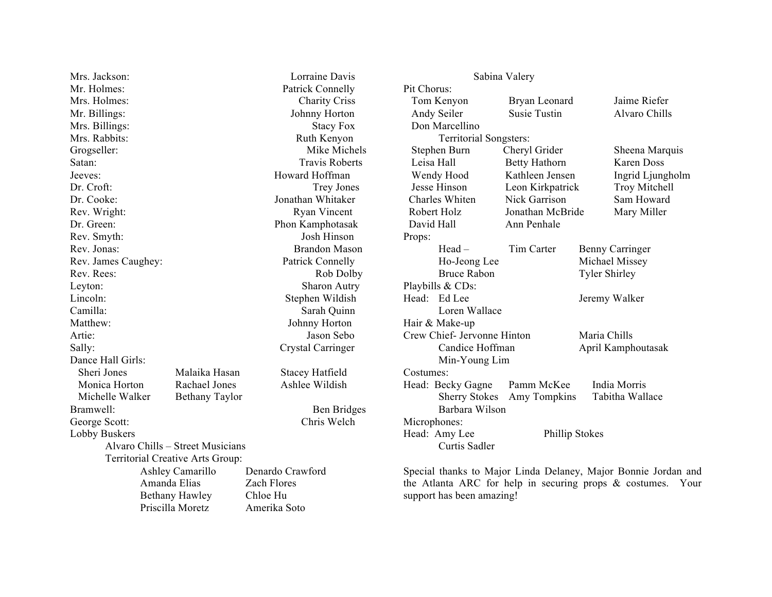Mrs. Jackson: Lorraine Davis
Mr. Holmes: Patrick Connelly
Mrs. Holmes: Charity Criss
Mr. Billings: Johnny Horton
Mrs. Billings: Stacy Fox
Mrs. Rabbits: Ruth Kenyon
Grogseller: Mike Michels
Satan: Travis Roberts
Jeeves: Howard Hoffman
Dr. Croft: Trey Jones
Dr. Cooke: Jonathan Whitaker
Rev. Wright: Ryan Vincent
Dr. Green: Phon Kamphotasak
Rev. Smyth: Josh Hinson
Rev. Jonas: Brandon Mason
Rev. James Caughey: Patrick Connelly
Rev. Rees: Rob Dolby
Leyton: Sharon Autry
Lincoln: Stephen Wildish
Camilla: Sarah Quinn
Matthew: Johnny Horton
Artie: Jason Sebo
Sally: Crystal Carringer

Dance Hall Girls:

| | | |
|---|---|---|
| Sheri Jones | Malaika Hasan | Stacey Hatfield |
| Monica Horton | Rachael Jones | Ashlee Wildish |
| Michelle Walker | Bethany Taylor | |

Bramwell: Ben Bridges
George Scott: Chris Welch

Lobby Buskers

Alvaro Chills – Street Musicians

Territorial Creative Arts Group:

| | |
|---|---|
| Ashley Camarillo | Denardo Crawford |
| Amanda Elias | Zach Flores |
| Bethany Hawley | Chloe Hu |
| Priscilla Moretz | Amerika Soto |

Sabina Valery

Pit Chorus:

| | | |
|---|---|---|
| Tom Kenyon | Bryan Leonard | Jaime Riefer |
| Andy Seiler | Susie Tustin | Alvaro Chills |
| Don Marcellino | | |

Territorial Songsters:

| | | |
|---|---|---|
| Stephen Burn | Cheryl Grider | Sheena Marquis |
| Leisa Hall | Betty Hathorn | Karen Doss |
| Wendy Hood | Kathleen Jensen | Ingrid Ljungholm |
| Jesse Hinson | Leon Kirkpatrick | Troy Mitchell |
| Charles Whiten | Nick Garrison | Sam Howard |
| Robert Holz | Jonathan McBride | Mary Miller |
| David Hall | Ann Penhale | |

Props:

| | | |
|---|---|---|
| Head – | Tim Carter | Benny Carringer |
| Ho-Jeong Lee | | Michael Missey |
| Bruce Rabon | | Tyler Shirley |

Playbills & CDs:

| | |
|---|---|
| Head: Ed Lee | Jeremy Walker |
| Loren Wallace | |

Hair & Make-up

| | |
|---|---|
| Crew Chief- Jervonne Hinton | Maria Chills |
| Candice Hoffman | April Kamphoutasak |
| Min-Young Lim | |

Costumes:

| | | |
|---|---|---|
| Head: Becky Gagne | Pamm McKee | India Morris |
| Sherry Stokes | Amy Tompkins | Tabitha Wallace |
| Barbara Wilson | | |

Microphones:

| | |
|---|---|
| Head: Amy Lee | Phillip Stokes |
| Curtis Sadler | |

Special thanks to Major Linda Delaney, Major Bonnie Jordan and the Atlanta ARC for help in securing props & costumes. Your support has been amazing!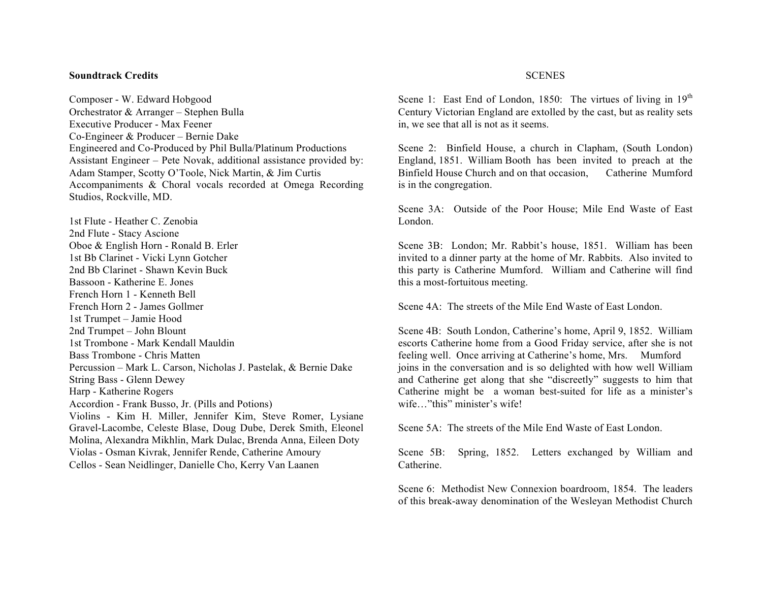**Soundtrack Credits**

Composer - W. Edward Hobgood
Orchestrator & Arranger – Stephen Bulla
Executive Producer - Max Feener
Co-Engineer & Producer – Bernie Dake
Engineered and Co-Produced by Phil Bulla/Platinum Productions
Assistant Engineer – Pete Novak, additional assistance provided by: Adam Stamper, Scotty O'Toole, Nick Martin, & Jim Curtis
Accompaniments & Choral vocals recorded at Omega Recording Studios, Rockville, MD.

1st Flute - Heather C. Zenobia
2nd Flute - Stacy Ascione
Oboe & English Horn - Ronald B. Erler
1st Bb Clarinet - Vicki Lynn Gotcher
2nd Bb Clarinet - Shawn Kevin Buck
Bassoon - Katherine E. Jones
French Horn 1 - Kenneth Bell
French Horn 2 - James Gollmer
1st Trumpet – Jamie Hood
2nd Trumpet – John Blount
1st Trombone - Mark Kendall Mauldin
Bass Trombone - Chris Matten
Percussion – Mark L. Carson, Nicholas J. Pastelak, & Bernie Dake
String Bass - Glenn Dewey
Harp - Katherine Rogers
Accordion - Frank Busso, Jr. (Pills and Potions)
Violins - Kim H. Miller, Jennifer Kim, Steve Romer, Lysiane Gravel-Lacombe, Celeste Blase, Doug Dube, Derek Smith, Eleonel Molina, Alexandra Mikhlin, Mark Dulac, Brenda Anna, Eileen Doty
Violas - Osman Kivrak, Jennifer Rende, Catherine Amoury
Cellos - Sean Neidlinger, Danielle Cho, Kerry Van Laanen

SCENES

Scene 1: East End of London, 1850: The virtues of living in 19th Century Victorian England are extolled by the cast, but as reality sets in, we see that all is not as it seems.

Scene 2: Binfield House, a church in Clapham, (South London) England, 1851. William Booth has been invited to preach at the Binfield House Church and on that occasion, Catherine Mumford is in the congregation.

Scene 3A: Outside of the Poor House; Mile End Waste of East London.

Scene 3B: London; Mr. Rabbit's house, 1851. William has been invited to a dinner party at the home of Mr. Rabbits. Also invited to this party is Catherine Mumford. William and Catherine will find this a most-fortuitous meeting.

Scene 4A: The streets of the Mile End Waste of East London.

Scene 4B: South London, Catherine's home, April 9, 1852. William escorts Catherine home from a Good Friday service, after she is not feeling well. Once arriving at Catherine's home, Mrs. Mumford joins in the conversation and is so delighted with how well William and Catherine get along that she "discreetly" suggests to him that Catherine might be a woman best-suited for life as a minister's wife…"this" minister's wife!

Scene 5A: The streets of the Mile End Waste of East London.

Scene 5B: Spring, 1852. Letters exchanged by William and Catherine.

Scene 6: Methodist New Connexion boardroom, 1854. The leaders of this break-away denomination of the Wesleyan Methodist Church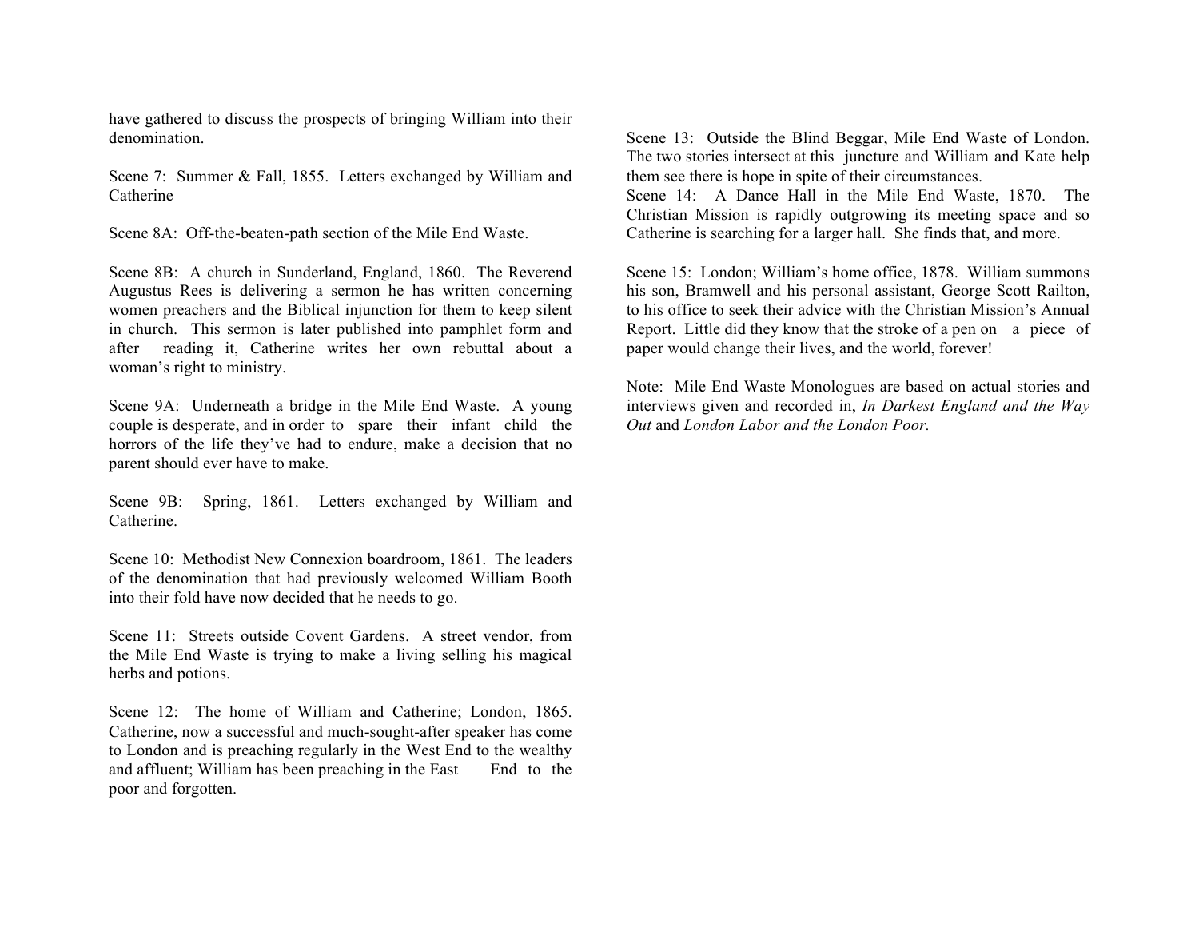have gathered to discuss the prospects of bringing William into their denomination.

Scene 7: Summer & Fall, 1855. Letters exchanged by William and Catherine

Scene 8A: Off-the-beaten-path section of the Mile End Waste.

Scene 8B: A church in Sunderland, England, 1860. The Reverend Augustus Rees is delivering a sermon he has written concerning women preachers and the Biblical injunction for them to keep silent in church. This sermon is later published into pamphlet form and after reading it, Catherine writes her own rebuttal about a woman's right to ministry.

Scene 9A: Underneath a bridge in the Mile End Waste. A young couple is desperate, and in order to spare their infant child the horrors of the life they've had to endure, make a decision that no parent should ever have to make.

Scene 9B: Spring, 1861. Letters exchanged by William and Catherine.

Scene 10: Methodist New Connexion boardroom, 1861. The leaders of the denomination that had previously welcomed William Booth into their fold have now decided that he needs to go.

Scene 11: Streets outside Covent Gardens. A street vendor, from the Mile End Waste is trying to make a living selling his magical herbs and potions.

Scene 12: The home of William and Catherine; London, 1865. Catherine, now a successful and much-sought-after speaker has come to London and is preaching regularly in the West End to the wealthy and affluent; William has been preaching in the East End to the poor and forgotten.

Scene 13: Outside the Blind Beggar, Mile End Waste of London. The two stories intersect at this juncture and William and Kate help them see there is hope in spite of their circumstances.

Scene 14: A Dance Hall in the Mile End Waste, 1870. The Christian Mission is rapidly outgrowing its meeting space and so Catherine is searching for a larger hall. She finds that, and more.

Scene 15: London; William's home office, 1878. William summons his son, Bramwell and his personal assistant, George Scott Railton, to his office to seek their advice with the Christian Mission's Annual Report. Little did they know that the stroke of a pen on a piece of paper would change their lives, and the world, forever!

Note: Mile End Waste Monologues are based on actual stories and interviews given and recorded in, *In Darkest England and the Way Out* and *London Labor and the London Poor.*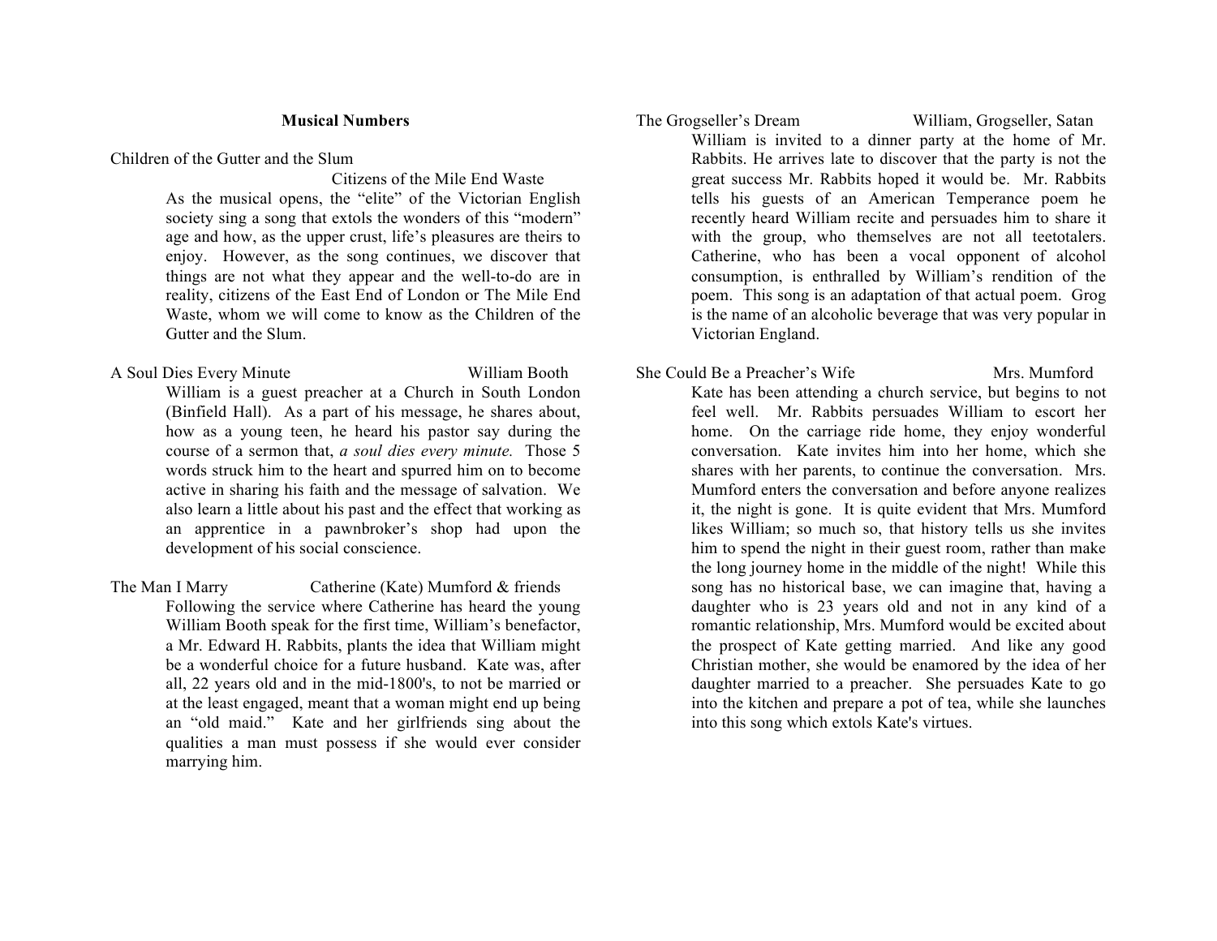## Musical Numbers

**Children of the Gutter and the Slum** — Citizens of the Mile End Waste

As the musical opens, the "elite" of the Victorian English society sing a song that extols the wonders of this "modern" age and how, as the upper crust, life's pleasures are theirs to enjoy. However, as the song continues, we discover that things are not what they appear and the well-to-do are in reality, citizens of the East End of London or The Mile End Waste, whom we will come to know as the Children of the Gutter and the Slum.

**A Soul Dies Every Minute** — William Booth

William is a guest preacher at a Church in South London (Binfield Hall). As a part of his message, he shares about, how as a young teen, he heard his pastor say during the course of a sermon that, *a soul dies every minute.* Those 5 words struck him to the heart and spurred him on to become active in sharing his faith and the message of salvation. We also learn a little about his past and the effect that working as an apprentice in a pawnbroker's shop had upon the development of his social conscience.

**The Man I Marry** — Catherine (Kate) Mumford & friends

Following the service where Catherine has heard the young William Booth speak for the first time, William's benefactor, a Mr. Edward H. Rabbits, plants the idea that William might be a wonderful choice for a future husband. Kate was, after all, 22 years old and in the mid-1800's, to not be married or at the least engaged, meant that a woman might end up being an "old maid." Kate and her girlfriends sing about the qualities a man must possess if she would ever consider marrying him.

**The Grogseller's Dream** — William, Grogseller, Satan

William is invited to a dinner party at the home of Mr. Rabbits. He arrives late to discover that the party is not the great success Mr. Rabbits hoped it would be. Mr. Rabbits tells his guests of an American Temperance poem he recently heard William recite and persuades him to share it with the group, who themselves are not all teetotalers. Catherine, who has been a vocal opponent of alcohol consumption, is enthralled by William's rendition of the poem. This song is an adaptation of that actual poem. Grog is the name of an alcoholic beverage that was very popular in Victorian England.

**She Could Be a Preacher's Wife** — Mrs. Mumford

Kate has been attending a church service, but begins to not feel well. Mr. Rabbits persuades William to escort her home. On the carriage ride home, they enjoy wonderful conversation. Kate invites him into her home, which she shares with her parents, to continue the conversation. Mrs. Mumford enters the conversation and before anyone realizes it, the night is gone. It is quite evident that Mrs. Mumford likes William; so much so, that history tells us she invites him to spend the night in their guest room, rather than make the long journey home in the middle of the night! While this song has no historical base, we can imagine that, having a daughter who is 23 years old and not in any kind of a romantic relationship, Mrs. Mumford would be excited about the prospect of Kate getting married. And like any good Christian mother, she would be enamored by the idea of her daughter married to a preacher. She persuades Kate to go into the kitchen and prepare a pot of tea, while she launches into this song which extols Kate's virtues.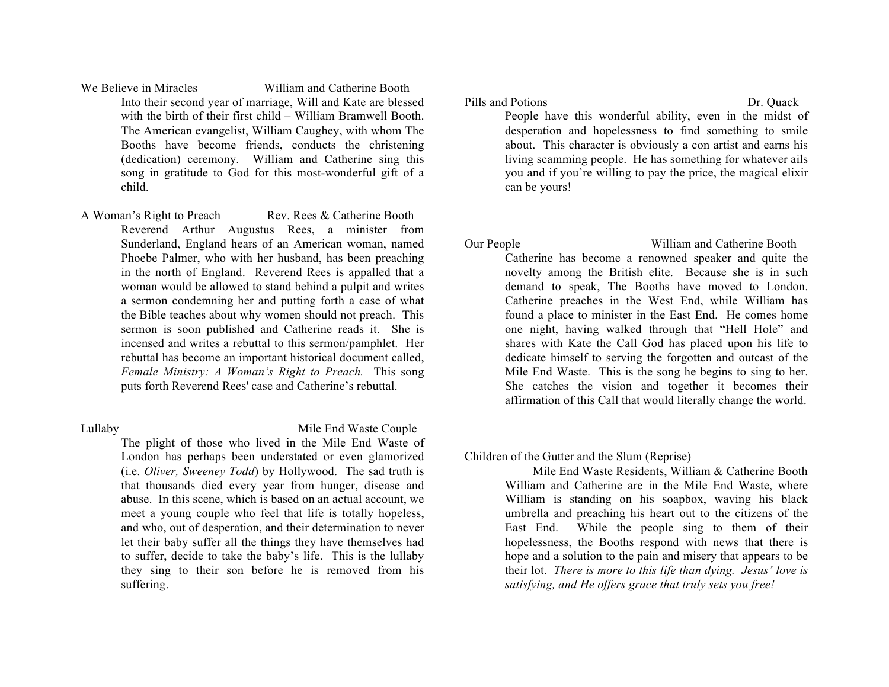**We Believe in Miracles** — William and Catherine Booth

Into their second year of marriage, Will and Kate are blessed with the birth of their first child – William Bramwell Booth. The American evangelist, William Caughey, with whom The Booths have become friends, conducts the christening (dedication) ceremony. William and Catherine sing this song in gratitude to God for this most-wonderful gift of a child.

**A Woman's Right to Preach** — Rev. Rees & Catherine Booth

Reverend Arthur Augustus Rees, a minister from Sunderland, England hears of an American woman, named Phoebe Palmer, who with her husband, has been preaching in the north of England. Reverend Rees is appalled that a woman would be allowed to stand behind a pulpit and writes a sermon condemning her and putting forth a case of what the Bible teaches about why women should not preach. This sermon is soon published and Catherine reads it. She is incensed and writes a rebuttal to this sermon/pamphlet. Her rebuttal has become an important historical document called, *Female Ministry: A Woman's Right to Preach.* This song puts forth Reverend Rees' case and Catherine's rebuttal.

**Lullaby** — Mile End Waste Couple

The plight of those who lived in the Mile End Waste of London has perhaps been understated or even glamorized (i.e. *Oliver, Sweeney Todd*) by Hollywood. The sad truth is that thousands died every year from hunger, disease and abuse. In this scene, which is based on an actual account, we meet a young couple who feel that life is totally hopeless, and who, out of desperation, and their determination to never let their baby suffer all the things they have themselves had to suffer, decide to take the baby's life. This is the lullaby they sing to their son before he is removed from his suffering.

**Pills and Potions** — Dr. Quack

People have this wonderful ability, even in the midst of desperation and hopelessness to find something to smile about. This character is obviously a con artist and earns his living scamming people. He has something for whatever ails you and if you're willing to pay the price, the magical elixir can be yours!

**Our People** — William and Catherine Booth

Catherine has become a renowned speaker and quite the novelty among the British elite. Because she is in such demand to speak, The Booths have moved to London. Catherine preaches in the West End, while William has found a place to minister in the East End. He comes home one night, having walked through that "Hell Hole" and shares with Kate the Call God has placed upon his life to dedicate himself to serving the forgotten and outcast of the Mile End Waste. This is the song he begins to sing to her. She catches the vision and together it becomes their affirmation of this Call that would literally change the world.

**Children of the Gutter and the Slum (Reprise)** — Mile End Waste Residents, William & Catherine Booth

William and Catherine are in the Mile End Waste, where William is standing on his soapbox, waving his black umbrella and preaching his heart out to the citizens of the East End. While the people sing to them of their hopelessness, the Booths respond with news that there is hope and a solution to the pain and misery that appears to be their lot. *There is more to this life than dying. Jesus' love is satisfying, and He offers grace that truly sets you free!*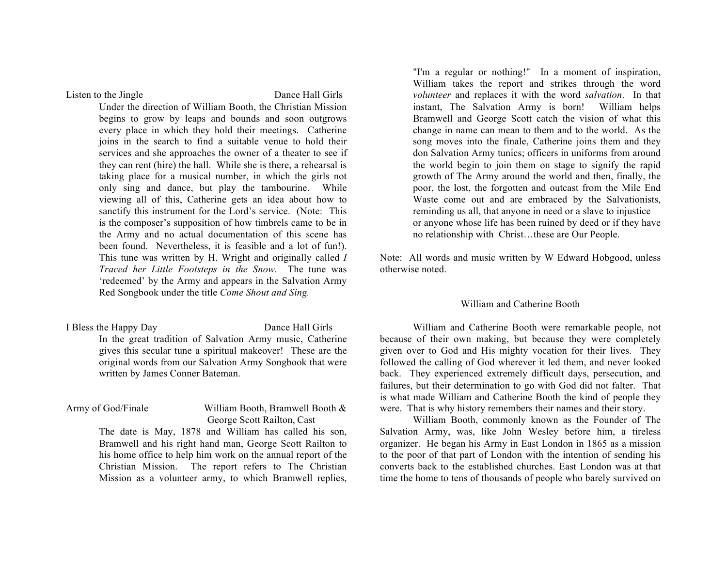Listen to the Jingle — Dance Hall Girls

Under the direction of William Booth, the Christian Mission begins to grow by leaps and bounds and soon outgrows every place in which they hold their meetings. Catherine joins in the search to find a suitable venue to hold their services and she approaches the owner of a theater to see if they can rent (hire) the hall. While she is there, a rehearsal is taking place for a musical number, in which the girls not only sing and dance, but play the tambourine. While viewing all of this, Catherine gets an idea about how to sanctify this instrument for the Lord's service. (Note: This is the composer's supposition of how timbrels came to be in the Army and no actual documentation of this scene has been found. Nevertheless, it is feasible and a lot of fun!). This tune was written by H. Wright and originally called *I Traced her Little Footsteps in the Snow.* The tune was 'redeemed' by the Army and appears in the Salvation Army Red Songbook under the title *Come Shout and Sing.*

I Bless the Happy Day — Dance Hall Girls

In the great tradition of Salvation Army music, Catherine gives this secular tune a spiritual makeover! These are the original words from our Salvation Army Songbook that were written by James Conner Bateman.

Army of God/Finale — William Booth, Bramwell Booth & George Scott Railton, Cast

The date is May, 1878 and William has called his son, Bramwell and his right hand man, George Scott Railton to his home office to help him work on the annual report of the Christian Mission. The report refers to The Christian Mission as a volunteer army, to which Bramwell replies, "I'm a regular or nothing!" In a moment of inspiration, William takes the report and strikes through the word *volunteer* and replaces it with the word *salvation*. In that instant, The Salvation Army is born! William helps Bramwell and George Scott catch the vision of what this change in name can mean to them and to the world. As the song moves into the finale, Catherine joins them and they don Salvation Army tunics; officers in uniforms from around the world begin to join them on stage to signify the rapid growth of The Army around the world and then, finally, the poor, the lost, the forgotten and outcast from the Mile End Waste come out and are embraced by the Salvationists, reminding us all, that anyone in need or a slave to injustice or anyone whose life has been ruined by deed or if they have no relationship with Christ…these are Our People.

Note: All words and music written by W Edward Hobgood, unless otherwise noted.

## William and Catherine Booth

William and Catherine Booth were remarkable people, not because of their own making, but because they were completely given over to God and His mighty vocation for their lives. They followed the calling of God wherever it led them, and never looked back. They experienced extremely difficult days, persecution, and failures, but their determination to go with God did not falter. That is what made William and Catherine Booth the kind of people they were. That is why history remembers their names and their story.

William Booth, commonly known as the Founder of The Salvation Army, was, like John Wesley before him, a tireless organizer. He began his Army in East London in 1865 as a mission to the poor of that part of London with the intention of sending his converts back to the established churches. East London was at that time the home to tens of thousands of people who barely survived on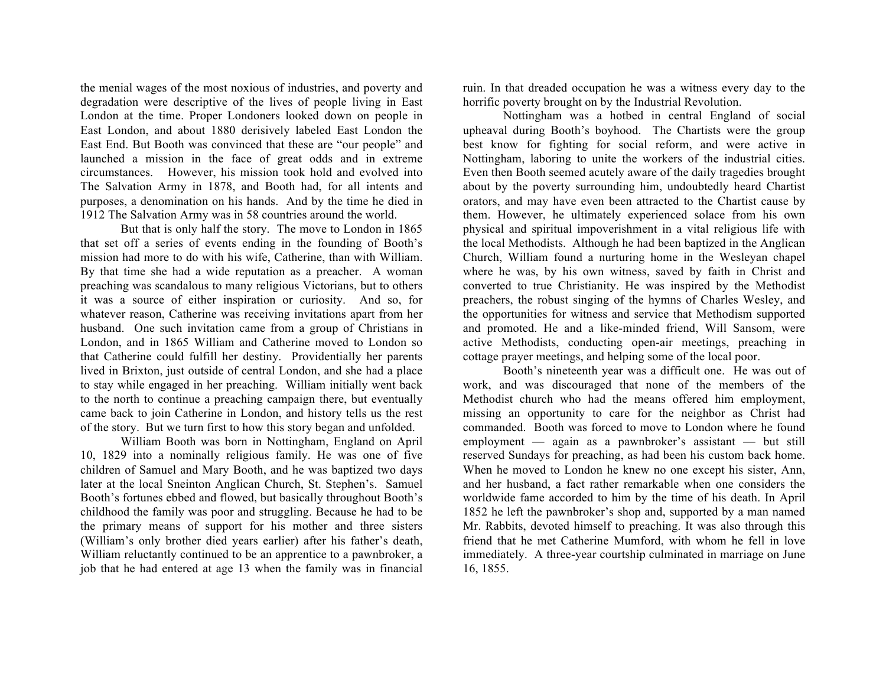the menial wages of the most noxious of industries, and poverty and degradation were descriptive of the lives of people living in East London at the time. Proper Londoners looked down on people in East London, and about 1880 derisively labeled East London the East End. But Booth was convinced that these are "our people" and launched a mission in the face of great odds and in extreme circumstances. However, his mission took hold and evolved into The Salvation Army in 1878, and Booth had, for all intents and purposes, a denomination on his hands. And by the time he died in 1912 The Salvation Army was in 58 countries around the world.

But that is only half the story. The move to London in 1865 that set off a series of events ending in the founding of Booth's mission had more to do with his wife, Catherine, than with William. By that time she had a wide reputation as a preacher. A woman preaching was scandalous to many religious Victorians, but to others it was a source of either inspiration or curiosity. And so, for whatever reason, Catherine was receiving invitations apart from her husband. One such invitation came from a group of Christians in London, and in 1865 William and Catherine moved to London so that Catherine could fulfill her destiny. Providentially her parents lived in Brixton, just outside of central London, and she had a place to stay while engaged in her preaching. William initially went back to the north to continue a preaching campaign there, but eventually came back to join Catherine in London, and history tells us the rest of the story. But we turn first to how this story began and unfolded.

William Booth was born in Nottingham, England on April 10, 1829 into a nominally religious family. He was one of five children of Samuel and Mary Booth, and he was baptized two days later at the local Sneinton Anglican Church, St. Stephen's. Samuel Booth's fortunes ebbed and flowed, but basically throughout Booth's childhood the family was poor and struggling. Because he had to be the primary means of support for his mother and three sisters (William's only brother died years earlier) after his father's death, William reluctantly continued to be an apprentice to a pawnbroker, a job that he had entered at age 13 when the family was in financial ruin. In that dreaded occupation he was a witness every day to the horrific poverty brought on by the Industrial Revolution.

Nottingham was a hotbed in central England of social upheaval during Booth's boyhood. The Chartists were the group best know for fighting for social reform, and were active in Nottingham, laboring to unite the workers of the industrial cities. Even then Booth seemed acutely aware of the daily tragedies brought about by the poverty surrounding him, undoubtedly heard Chartist orators, and may have even been attracted to the Chartist cause by them. However, he ultimately experienced solace from his own physical and spiritual impoverishment in a vital religious life with the local Methodists. Although he had been baptized in the Anglican Church, William found a nurturing home in the Wesleyan chapel where he was, by his own witness, saved by faith in Christ and converted to true Christianity. He was inspired by the Methodist preachers, the robust singing of the hymns of Charles Wesley, and the opportunities for witness and service that Methodism supported and promoted. He and a like-minded friend, Will Sansom, were active Methodists, conducting open-air meetings, preaching in cottage prayer meetings, and helping some of the local poor.

Booth's nineteenth year was a difficult one. He was out of work, and was discouraged that none of the members of the Methodist church who had the means offered him employment, missing an opportunity to care for the neighbor as Christ had commanded. Booth was forced to move to London where he found employment — again as a pawnbroker's assistant — but still reserved Sundays for preaching, as had been his custom back home. When he moved to London he knew no one except his sister, Ann, and her husband, a fact rather remarkable when one considers the worldwide fame accorded to him by the time of his death. In April 1852 he left the pawnbroker's shop and, supported by a man named Mr. Rabbits, devoted himself to preaching. It was also through this friend that he met Catherine Mumford, with whom he fell in love immediately. A three-year courtship culminated in marriage on June 16, 1855.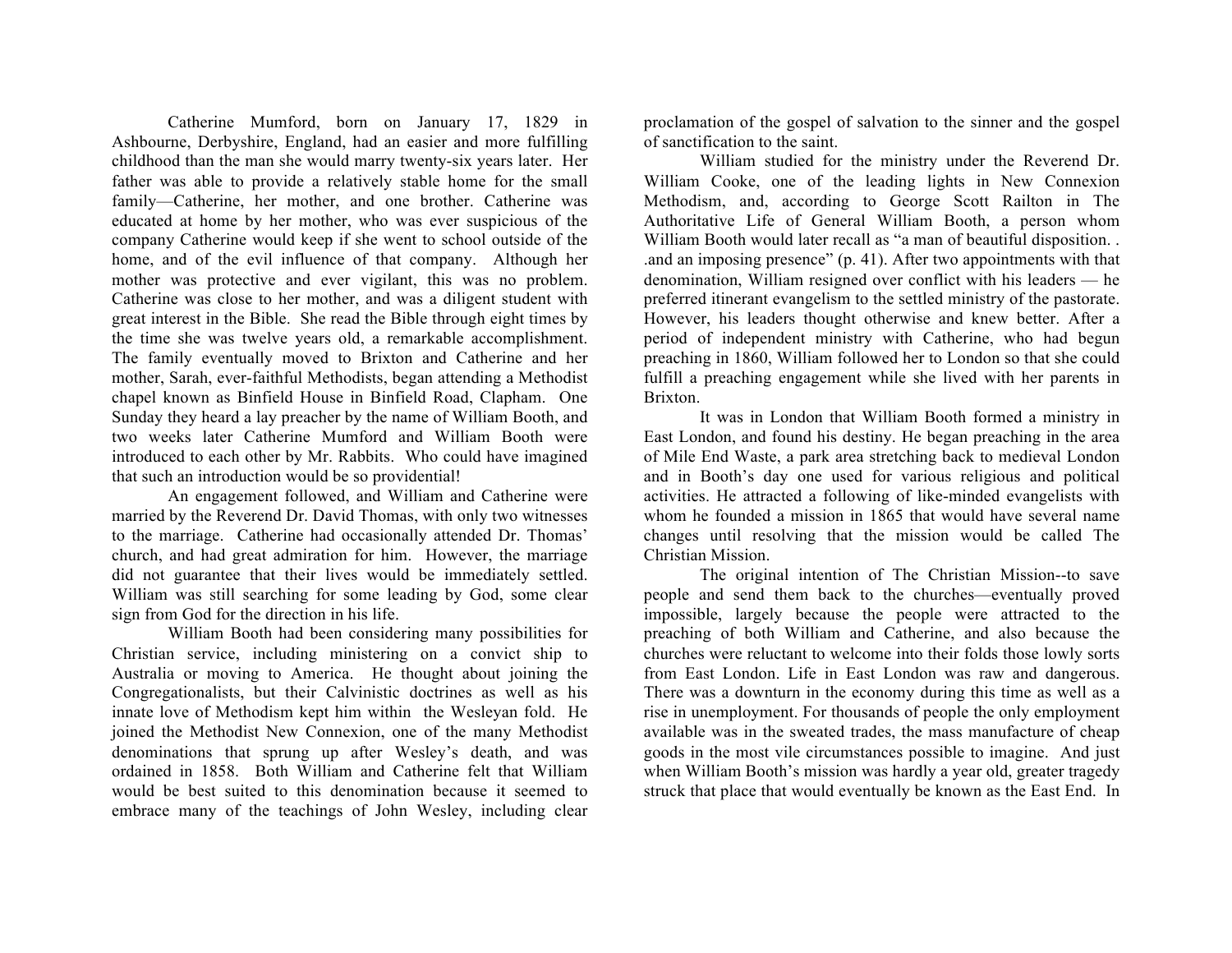Catherine Mumford, born on January 17, 1829 in Ashbourne, Derbyshire, England, had an easier and more fulfilling childhood than the man she would marry twenty-six years later. Her father was able to provide a relatively stable home for the small family—Catherine, her mother, and one brother. Catherine was educated at home by her mother, who was ever suspicious of the company Catherine would keep if she went to school outside of the home, and of the evil influence of that company. Although her mother was protective and ever vigilant, this was no problem. Catherine was close to her mother, and was a diligent student with great interest in the Bible. She read the Bible through eight times by the time she was twelve years old, a remarkable accomplishment. The family eventually moved to Brixton and Catherine and her mother, Sarah, ever-faithful Methodists, began attending a Methodist chapel known as Binfield House in Binfield Road, Clapham. One Sunday they heard a lay preacher by the name of William Booth, and two weeks later Catherine Mumford and William Booth were introduced to each other by Mr. Rabbits. Who could have imagined that such an introduction would be so providential!

An engagement followed, and William and Catherine were married by the Reverend Dr. David Thomas, with only two witnesses to the marriage. Catherine had occasionally attended Dr. Thomas' church, and had great admiration for him. However, the marriage did not guarantee that their lives would be immediately settled. William was still searching for some leading by God, some clear sign from God for the direction in his life.

William Booth had been considering many possibilities for Christian service, including ministering on a convict ship to Australia or moving to America. He thought about joining the Congregationalists, but their Calvinistic doctrines as well as his innate love of Methodism kept him within the Wesleyan fold. He joined the Methodist New Connexion, one of the many Methodist denominations that sprung up after Wesley's death, and was ordained in 1858. Both William and Catherine felt that William would be best suited to this denomination because it seemed to embrace many of the teachings of John Wesley, including clear proclamation of the gospel of salvation to the sinner and the gospel of sanctification to the saint.

William studied for the ministry under the Reverend Dr. William Cooke, one of the leading lights in New Connexion Methodism, and, according to George Scott Railton in The Authoritative Life of General William Booth, a person whom William Booth would later recall as "a man of beautiful disposition. . .and an imposing presence" (p. 41). After two appointments with that denomination, William resigned over conflict with his leaders — he preferred itinerant evangelism to the settled ministry of the pastorate. However, his leaders thought otherwise and knew better. After a period of independent ministry with Catherine, who had begun preaching in 1860, William followed her to London so that she could fulfill a preaching engagement while she lived with her parents in Brixton.

It was in London that William Booth formed a ministry in East London, and found his destiny. He began preaching in the area of Mile End Waste, a park area stretching back to medieval London and in Booth's day one used for various religious and political activities. He attracted a following of like-minded evangelists with whom he founded a mission in 1865 that would have several name changes until resolving that the mission would be called The Christian Mission.

The original intention of The Christian Mission--to save people and send them back to the churches—eventually proved impossible, largely because the people were attracted to the preaching of both William and Catherine, and also because the churches were reluctant to welcome into their folds those lowly sorts from East London. Life in East London was raw and dangerous. There was a downturn in the economy during this time as well as a rise in unemployment. For thousands of people the only employment available was in the sweated trades, the mass manufacture of cheap goods in the most vile circumstances possible to imagine. And just when William Booth's mission was hardly a year old, greater tragedy struck that place that would eventually be known as the East End. In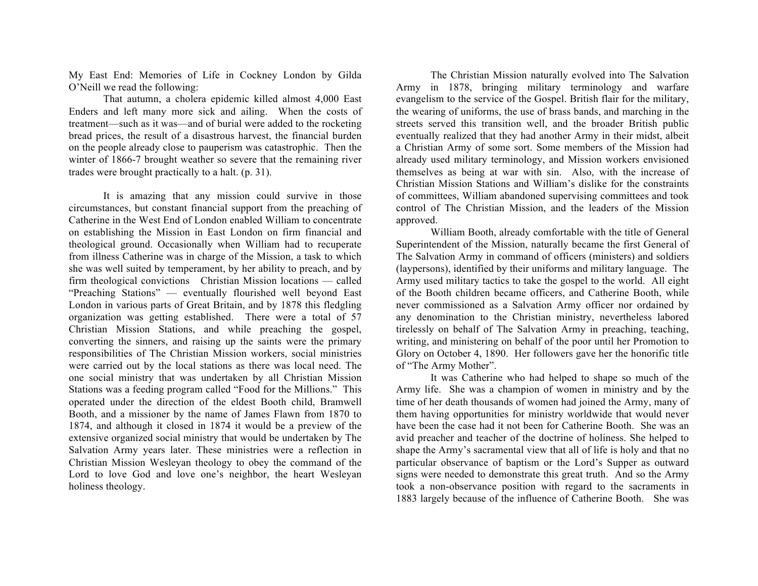My East End: Memories of Life in Cockney London by Gilda O'Neill we read the following:

> That autumn, a cholera epidemic killed almost 4,000 East Enders and left many more sick and ailing. When the costs of treatment—such as it was—and of burial were added to the rocketing bread prices, the result of a disastrous harvest, the financial burden on the people already close to pauperism was catastrophic. Then the winter of 1866-7 brought weather so severe that the remaining river trades were brought practically to a halt. (p. 31).

It is amazing that any mission could survive in those circumstances, but constant financial support from the preaching of Catherine in the West End of London enabled William to concentrate on establishing the Mission in East London on firm financial and theological ground. Occasionally when William had to recuperate from illness Catherine was in charge of the Mission, a task to which she was well suited by temperament, by her ability to preach, and by firm theological convictions Christian Mission locations — called "Preaching Stations" — eventually flourished well beyond East London in various parts of Great Britain, and by 1878 this fledgling organization was getting established. There were a total of 57 Christian Mission Stations, and while preaching the gospel, converting the sinners, and raising up the saints were the primary responsibilities of The Christian Mission workers, social ministries were carried out by the local stations as there was local need. The one social ministry that was undertaken by all Christian Mission Stations was a feeding program called "Food for the Millions." This operated under the direction of the eldest Booth child, Bramwell Booth, and a missioner by the name of James Flawn from 1870 to 1874, and although it closed in 1874 it would be a preview of the extensive organized social ministry that would be undertaken by The Salvation Army years later. These ministries were a reflection in Christian Mission Wesleyan theology to obey the command of the Lord to love God and love one's neighbor, the heart Wesleyan holiness theology.

The Christian Mission naturally evolved into The Salvation Army in 1878, bringing military terminology and warfare evangelism to the service of the Gospel. British flair for the military, the wearing of uniforms, the use of brass bands, and marching in the streets served this transition well, and the broader British public eventually realized that they had another Army in their midst, albeit a Christian Army of some sort. Some members of the Mission had already used military terminology, and Mission workers envisioned themselves as being at war with sin. Also, with the increase of Christian Mission Stations and William's dislike for the constraints of committees, William abandoned supervising committees and took control of The Christian Mission, and the leaders of the Mission approved.

William Booth, already comfortable with the title of General Superintendent of the Mission, naturally became the first General of The Salvation Army in command of officers (ministers) and soldiers (laypersons), identified by their uniforms and military language. The Army used military tactics to take the gospel to the world. All eight of the Booth children became officers, and Catherine Booth, while never commissioned as a Salvation Army officer nor ordained by any denomination to the Christian ministry, nevertheless labored tirelessly on behalf of The Salvation Army in preaching, teaching, writing, and ministering on behalf of the poor until her Promotion to Glory on October 4, 1890. Her followers gave her the honorific title of "The Army Mother".

It was Catherine who had helped to shape so much of the Army life. She was a champion of women in ministry and by the time of her death thousands of women had joined the Army, many of them having opportunities for ministry worldwide that would never have been the case had it not been for Catherine Booth. She was an avid preacher and teacher of the doctrine of holiness. She helped to shape the Army's sacramental view that all of life is holy and that no particular observance of baptism or the Lord's Supper as outward signs were needed to demonstrate this great truth. And so the Army took a non-observance position with regard to the sacraments in 1883 largely because of the influence of Catherine Booth. She was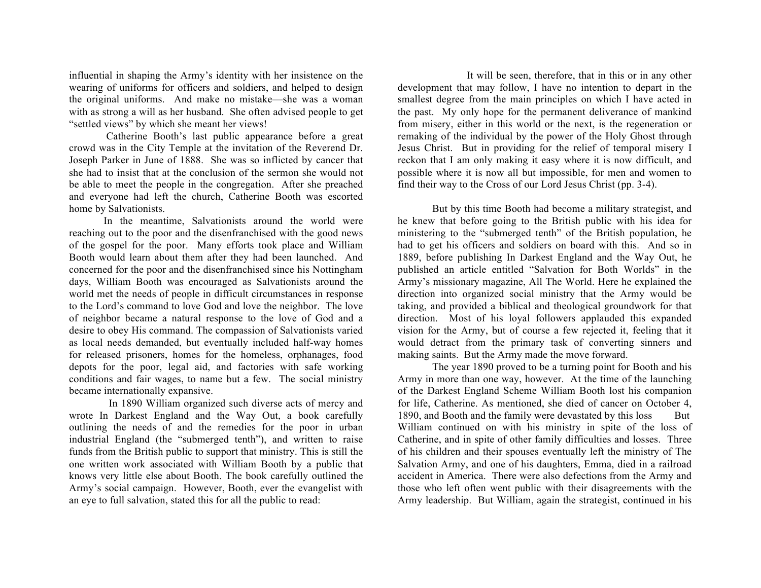influential in shaping the Army's identity with her insistence on the wearing of uniforms for officers and soldiers, and helped to design the original uniforms. And make no mistake—she was a woman with as strong a will as her husband. She often advised people to get "settled views" by which she meant her views!

Catherine Booth's last public appearance before a great crowd was in the City Temple at the invitation of the Reverend Dr. Joseph Parker in June of 1888. She was so inflicted by cancer that she had to insist that at the conclusion of the sermon she would not be able to meet the people in the congregation. After she preached and everyone had left the church, Catherine Booth was escorted home by Salvationists.

In the meantime, Salvationists around the world were reaching out to the poor and the disenfranchised with the good news of the gospel for the poor. Many efforts took place and William Booth would learn about them after they had been launched. And concerned for the poor and the disenfranchised since his Nottingham days, William Booth was encouraged as Salvationists around the world met the needs of people in difficult circumstances in response to the Lord's command to love God and love the neighbor. The love of neighbor became a natural response to the love of God and a desire to obey His command. The compassion of Salvationists varied as local needs demanded, but eventually included half-way homes for released prisoners, homes for the homeless, orphanages, food depots for the poor, legal aid, and factories with safe working conditions and fair wages, to name but a few. The social ministry became internationally expansive.

In 1890 William organized such diverse acts of mercy and wrote In Darkest England and the Way Out, a book carefully outlining the needs of and the remedies for the poor in urban industrial England (the "submerged tenth"), and written to raise funds from the British public to support that ministry. This is still the one written work associated with William Booth by a public that knows very little else about Booth. The book carefully outlined the Army's social campaign. However, Booth, ever the evangelist with an eye to full salvation, stated this for all the public to read:

> It will be seen, therefore, that in this or in any other development that may follow, I have no intention to depart in the smallest degree from the main principles on which I have acted in the past. My only hope for the permanent deliverance of mankind from misery, either in this world or the next, is the regeneration or remaking of the individual by the power of the Holy Ghost through Jesus Christ. But in providing for the relief of temporal misery I reckon that I am only making it easy where it is now difficult, and possible where it is now all but impossible, for men and women to find their way to the Cross of our Lord Jesus Christ (pp. 3-4).

But by this time Booth had become a military strategist, and he knew that before going to the British public with his idea for ministering to the "submerged tenth" of the British population, he had to get his officers and soldiers on board with this. And so in 1889, before publishing In Darkest England and the Way Out, he published an article entitled "Salvation for Both Worlds" in the Army's missionary magazine, All The World. Here he explained the direction into organized social ministry that the Army would be taking, and provided a biblical and theological groundwork for that direction. Most of his loyal followers applauded this expanded vision for the Army, but of course a few rejected it, feeling that it would detract from the primary task of converting sinners and making saints. But the Army made the move forward.

The year 1890 proved to be a turning point for Booth and his Army in more than one way, however. At the time of the launching of the Darkest England Scheme William Booth lost his companion for life, Catherine. As mentioned, she died of cancer on October 4, 1890, and Booth and the family were devastated by this loss But William continued on with his ministry in spite of the loss of Catherine, and in spite of other family difficulties and losses. Three of his children and their spouses eventually left the ministry of The Salvation Army, and one of his daughters, Emma, died in a railroad accident in America. There were also defections from the Army and those who left often went public with their disagreements with the Army leadership. But William, again the strategist, continued in his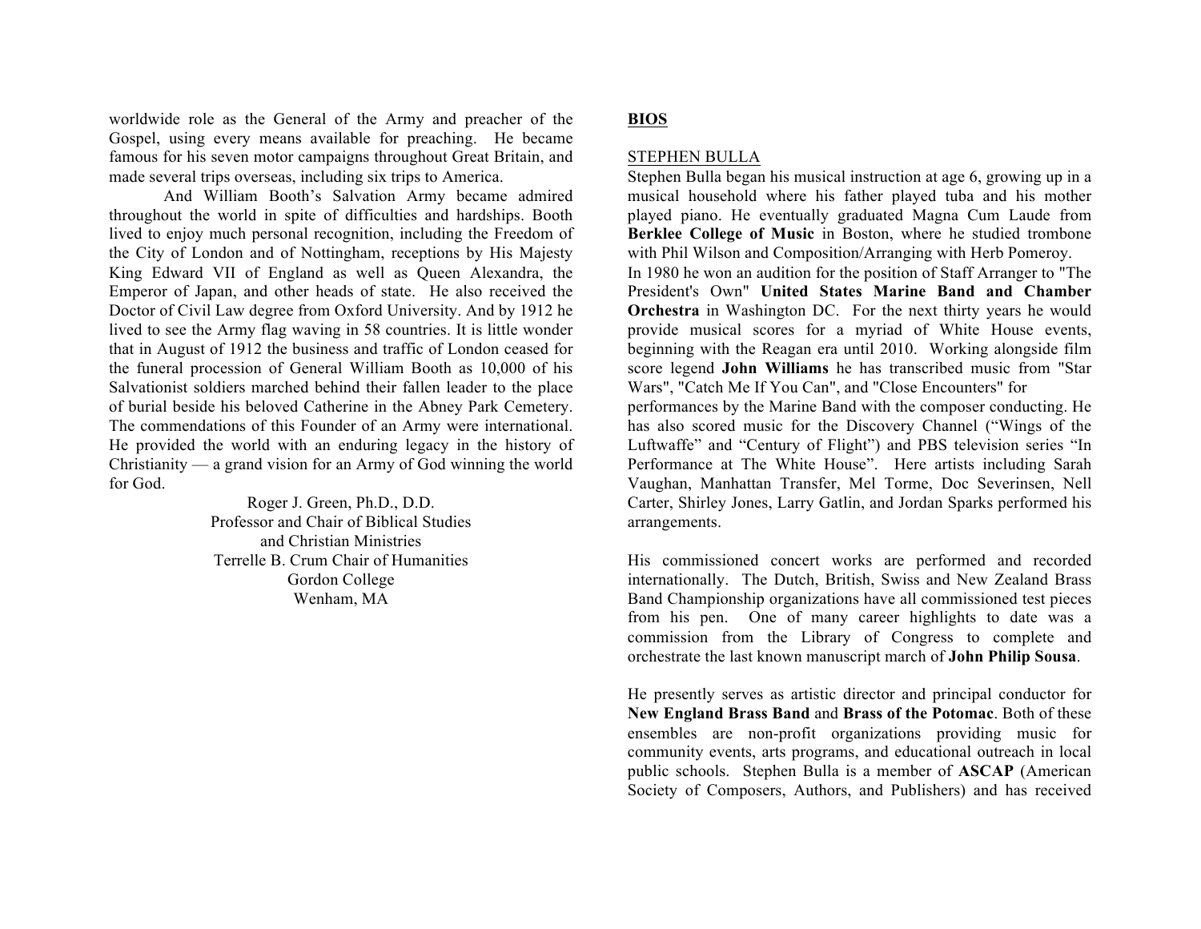worldwide role as the General of the Army and preacher of the Gospel, using every means available for preaching. He became famous for his seven motor campaigns throughout Great Britain, and made several trips overseas, including six trips to America.

And William Booth's Salvation Army became admired throughout the world in spite of difficulties and hardships. Booth lived to enjoy much personal recognition, including the Freedom of the City of London and of Nottingham, receptions by His Majesty King Edward VII of England as well as Queen Alexandra, the Emperor of Japan, and other heads of state. He also received the Doctor of Civil Law degree from Oxford University. And by 1912 he lived to see the Army flag waving in 58 countries. It is little wonder that in August of 1912 the business and traffic of London ceased for the funeral procession of General William Booth as 10,000 of his Salvationist soldiers marched behind their fallen leader to the place of burial beside his beloved Catherine in the Abney Park Cemetery. The commendations of this Founder of an Army were international. He provided the world with an enduring legacy in the history of Christianity — a grand vision for an Army of God winning the world for God.

Roger J. Green, Ph.D., D.D.
Professor and Chair of Biblical Studies
and Christian Ministries
Terrelle B. Crum Chair of Humanities
Gordon College
Wenham, MA

## BIOS

STEPHEN BULLA

Stephen Bulla began his musical instruction at age 6, growing up in a musical household where his father played tuba and his mother played piano. He eventually graduated Magna Cum Laude from **Berklee College of Music** in Boston, where he studied trombone with Phil Wilson and Composition/Arranging with Herb Pomeroy.
In 1980 he won an audition for the position of Staff Arranger to "The President's Own" **United States Marine Band and Chamber Orchestra** in Washington DC. For the next thirty years he would provide musical scores for a myriad of White House events, beginning with the Reagan era until 2010. Working alongside film score legend **John Williams** he has transcribed music from "Star Wars", "Catch Me If You Can", and "Close Encounters" for performances by the Marine Band with the composer conducting. He has also scored music for the Discovery Channel ("Wings of the Luftwaffe" and "Century of Flight") and PBS television series "In Performance at The White House". Here artists including Sarah Vaughan, Manhattan Transfer, Mel Torme, Doc Severinsen, Nell Carter, Shirley Jones, Larry Gatlin, and Jordan Sparks performed his arrangements.

His commissioned concert works are performed and recorded internationally. The Dutch, British, Swiss and New Zealand Brass Band Championship organizations have all commissioned test pieces from his pen. One of many career highlights to date was a commission from the Library of Congress to complete and orchestrate the last known manuscript march of **John Philip Sousa**.

He presently serves as artistic director and principal conductor for **New England Brass Band** and **Brass of the Potomac**. Both of these ensembles are non-profit organizations providing music for community events, arts programs, and educational outreach in local public schools. Stephen Bulla is a member of **ASCAP** (American Society of Composers, Authors, and Publishers) and has received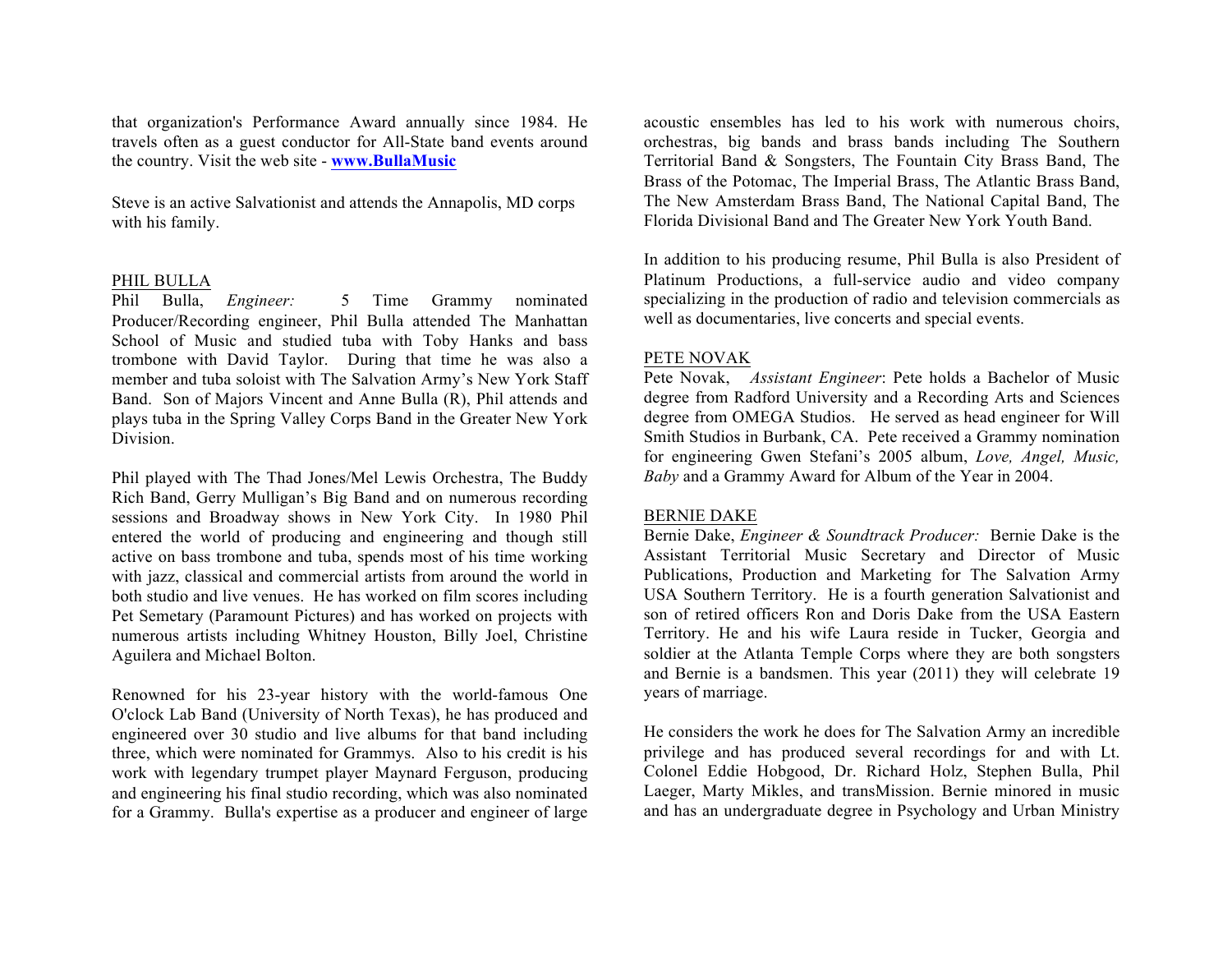that organization's Performance Award annually since 1984. He travels often as a guest conductor for All-State band events around the country. Visit the web site - **www.BullaMusic**

Steve is an active Salvationist and attends the Annapolis, MD corps with his family.

PHIL BULLA

Phil Bulla, *Engineer:* 5 Time Grammy nominated Producer/Recording engineer, Phil Bulla attended The Manhattan School of Music and studied tuba with Toby Hanks and bass trombone with David Taylor. During that time he was also a member and tuba soloist with The Salvation Army's New York Staff Band. Son of Majors Vincent and Anne Bulla (R), Phil attends and plays tuba in the Spring Valley Corps Band in the Greater New York Division.

Phil played with The Thad Jones/Mel Lewis Orchestra, The Buddy Rich Band, Gerry Mulligan's Big Band and on numerous recording sessions and Broadway shows in New York City. In 1980 Phil entered the world of producing and engineering and though still active on bass trombone and tuba, spends most of his time working with jazz, classical and commercial artists from around the world in both studio and live venues. He has worked on film scores including Pet Semetary (Paramount Pictures) and has worked on projects with numerous artists including Whitney Houston, Billy Joel, Christine Aguilera and Michael Bolton.

Renowned for his 23-year history with the world-famous One O'clock Lab Band (University of North Texas), he has produced and engineered over 30 studio and live albums for that band including three, which were nominated for Grammys. Also to his credit is his work with legendary trumpet player Maynard Ferguson, producing and engineering his final studio recording, which was also nominated for a Grammy. Bulla's expertise as a producer and engineer of large acoustic ensembles has led to his work with numerous choirs, orchestras, big bands and brass bands including The Southern Territorial Band & Songsters, The Fountain City Brass Band, The Brass of the Potomac, The Imperial Brass, The Atlantic Brass Band, The New Amsterdam Brass Band, The National Capital Band, The Florida Divisional Band and The Greater New York Youth Band.

In addition to his producing resume, Phil Bulla is also President of Platinum Productions, a full-service audio and video company specializing in the production of radio and television commercials as well as documentaries, live concerts and special events.

PETE NOVAK

Pete Novak, *Assistant Engineer*: Pete holds a Bachelor of Music degree from Radford University and a Recording Arts and Sciences degree from OMEGA Studios. He served as head engineer for Will Smith Studios in Burbank, CA. Pete received a Grammy nomination for engineering Gwen Stefani's 2005 album, *Love, Angel, Music, Baby* and a Grammy Award for Album of the Year in 2004.

BERNIE DAKE

Bernie Dake, *Engineer & Soundtrack Producer:* Bernie Dake is the Assistant Territorial Music Secretary and Director of Music Publications, Production and Marketing for The Salvation Army USA Southern Territory. He is a fourth generation Salvationist and son of retired officers Ron and Doris Dake from the USA Eastern Territory. He and his wife Laura reside in Tucker, Georgia and soldier at the Atlanta Temple Corps where they are both songsters and Bernie is a bandsmen. This year (2011) they will celebrate 19 years of marriage.

He considers the work he does for The Salvation Army an incredible privilege and has produced several recordings for and with Lt. Colonel Eddie Hobgood, Dr. Richard Holz, Stephen Bulla, Phil Laeger, Marty Mikles, and transMission. Bernie minored in music and has an undergraduate degree in Psychology and Urban Ministry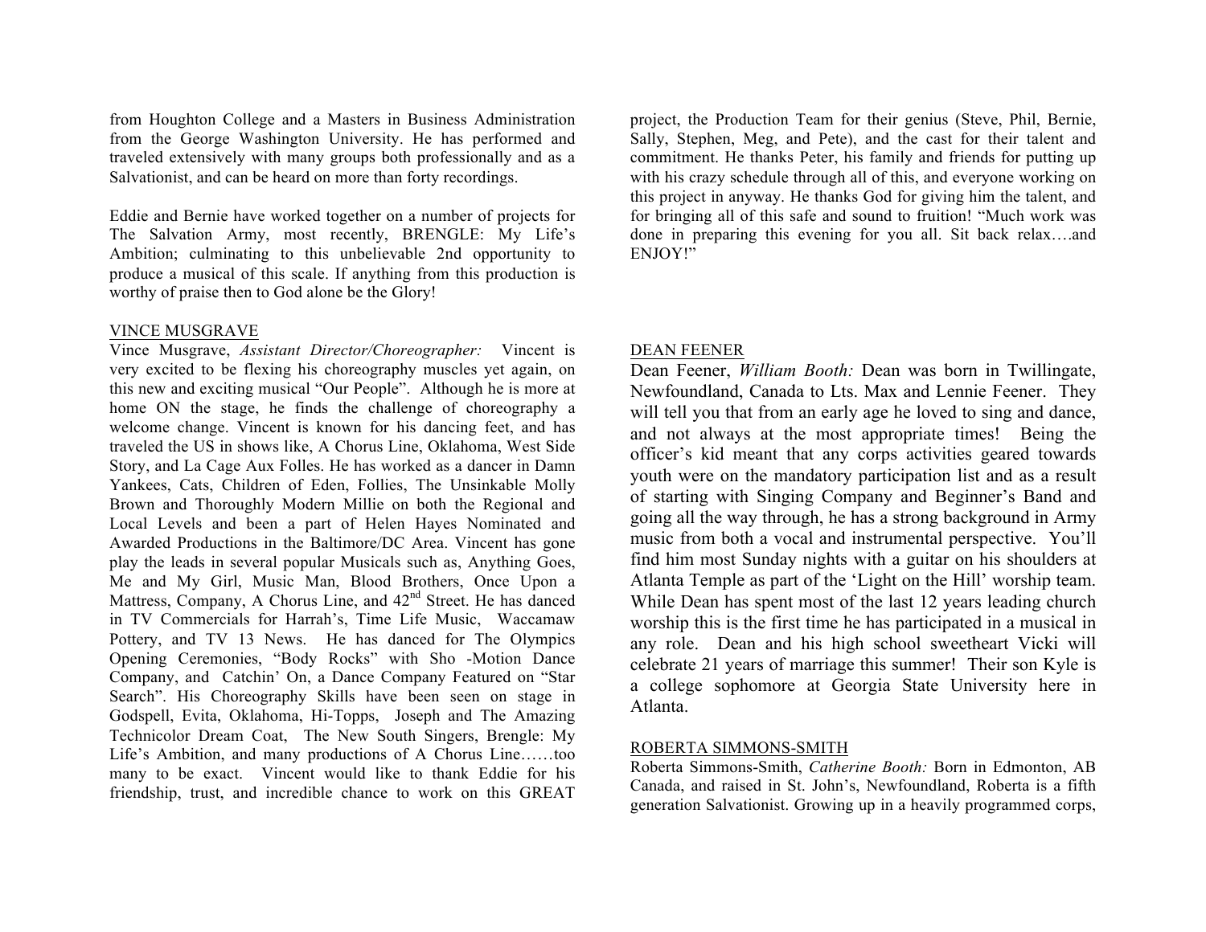from Houghton College and a Masters in Business Administration from the George Washington University. He has performed and traveled extensively with many groups both professionally and as a Salvationist, and can be heard on more than forty recordings.

Eddie and Bernie have worked together on a number of projects for The Salvation Army, most recently, BRENGLE: My Life's Ambition; culminating to this unbelievable 2nd opportunity to produce a musical of this scale. If anything from this production is worthy of praise then to God alone be the Glory!

VINCE MUSGRAVE

Vince Musgrave, *Assistant Director/Choreographer:* Vincent is very excited to be flexing his choreography muscles yet again, on this new and exciting musical "Our People". Although he is more at home ON the stage, he finds the challenge of choreography a welcome change. Vincent is known for his dancing feet, and has traveled the US in shows like, A Chorus Line, Oklahoma, West Side Story, and La Cage Aux Folles. He has worked as a dancer in Damn Yankees, Cats, Children of Eden, Follies, The Unsinkable Molly Brown and Thoroughly Modern Millie on both the Regional and Local Levels and been a part of Helen Hayes Nominated and Awarded Productions in the Baltimore/DC Area. Vincent has gone play the leads in several popular Musicals such as, Anything Goes, Me and My Girl, Music Man, Blood Brothers, Once Upon a Mattress, Company, A Chorus Line, and 42nd Street. He has danced in TV Commercials for Harrah's, Time Life Music, Waccamaw Pottery, and TV 13 News. He has danced for The Olympics Opening Ceremonies, "Body Rocks" with Sho -Motion Dance Company, and Catchin' On, a Dance Company Featured on "Star Search". His Choreography Skills have been seen on stage in Godspell, Evita, Oklahoma, Hi-Topps, Joseph and The Amazing Technicolor Dream Coat, The New South Singers, Brengle: My Life's Ambition, and many productions of A Chorus Line……too many to be exact. Vincent would like to thank Eddie for his friendship, trust, and incredible chance to work on this GREAT project, the Production Team for their genius (Steve, Phil, Bernie, Sally, Stephen, Meg, and Pete), and the cast for their talent and commitment. He thanks Peter, his family and friends for putting up with his crazy schedule through all of this, and everyone working on this project in anyway. He thanks God for giving him the talent, and for bringing all of this safe and sound to fruition! "Much work was done in preparing this evening for you all. Sit back relax….and ENJOY!"

DEAN FEENER

Dean Feener, *William Booth:* Dean was born in Twillingate, Newfoundland, Canada to Lts. Max and Lennie Feener. They will tell you that from an early age he loved to sing and dance, and not always at the most appropriate times! Being the officer's kid meant that any corps activities geared towards youth were on the mandatory participation list and as a result of starting with Singing Company and Beginner's Band and going all the way through, he has a strong background in Army music from both a vocal and instrumental perspective. You'll find him most Sunday nights with a guitar on his shoulders at Atlanta Temple as part of the 'Light on the Hill' worship team. While Dean has spent most of the last 12 years leading church worship this is the first time he has participated in a musical in any role. Dean and his high school sweetheart Vicki will celebrate 21 years of marriage this summer! Their son Kyle is a college sophomore at Georgia State University here in Atlanta.

ROBERTA SIMMONS-SMITH

Roberta Simmons-Smith, *Catherine Booth:* Born in Edmonton, AB Canada, and raised in St. John's, Newfoundland, Roberta is a fifth generation Salvationist. Growing up in a heavily programmed corps,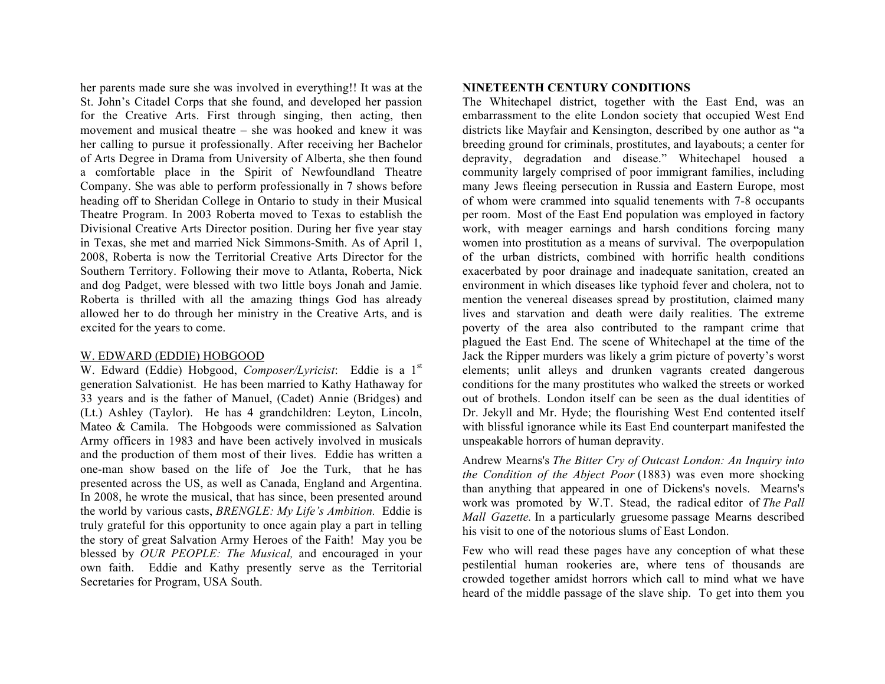her parents made sure she was involved in everything!! It was at the St. John's Citadel Corps that she found, and developed her passion for the Creative Arts. First through singing, then acting, then movement and musical theatre – she was hooked and knew it was her calling to pursue it professionally. After receiving her Bachelor of Arts Degree in Drama from University of Alberta, she then found a comfortable place in the Spirit of Newfoundland Theatre Company. She was able to perform professionally in 7 shows before heading off to Sheridan College in Ontario to study in their Musical Theatre Program. In 2003 Roberta moved to Texas to establish the Divisional Creative Arts Director position. During her five year stay in Texas, she met and married Nick Simmons-Smith. As of April 1, 2008, Roberta is now the Territorial Creative Arts Director for the Southern Territory. Following their move to Atlanta, Roberta, Nick and dog Padget, were blessed with two little boys Jonah and Jamie. Roberta is thrilled with all the amazing things God has already allowed her to do through her ministry in the Creative Arts, and is excited for the years to come.

W. EDWARD (EDDIE) HOBGOOD

W. Edward (Eddie) Hobgood, *Composer/Lyricist*: Eddie is a 1st generation Salvationist. He has been married to Kathy Hathaway for 33 years and is the father of Manuel, (Cadet) Annie (Bridges) and (Lt.) Ashley (Taylor). He has 4 grandchildren: Leyton, Lincoln, Mateo & Camila. The Hobgoods were commissioned as Salvation Army officers in 1983 and have been actively involved in musicals and the production of them most of their lives. Eddie has written a one-man show based on the life of Joe the Turk, that he has presented across the US, as well as Canada, England and Argentina. In 2008, he wrote the musical, that has since, been presented around the world by various casts, *BRENGLE: My Life's Ambition.* Eddie is truly grateful for this opportunity to once again play a part in telling the story of great Salvation Army Heroes of the Faith! May you be blessed by *OUR PEOPLE: The Musical,* and encouraged in your own faith. Eddie and Kathy presently serve as the Territorial Secretaries for Program, USA South.

**NINETEENTH CENTURY CONDITIONS**

The Whitechapel district, together with the East End, was an embarrassment to the elite London society that occupied West End districts like Mayfair and Kensington, described by one author as "a breeding ground for criminals, prostitutes, and layabouts; a center for depravity, degradation and disease." Whitechapel housed a community largely comprised of poor immigrant families, including many Jews fleeing persecution in Russia and Eastern Europe, most of whom were crammed into squalid tenements with 7-8 occupants per room. Most of the East End population was employed in factory work, with meager earnings and harsh conditions forcing many women into prostitution as a means of survival. The overpopulation of the urban districts, combined with horrific health conditions exacerbated by poor drainage and inadequate sanitation, created an environment in which diseases like typhoid fever and cholera, not to mention the venereal diseases spread by prostitution, claimed many lives and starvation and death were daily realities. The extreme poverty of the area also contributed to the rampant crime that plagued the East End. The scene of Whitechapel at the time of the Jack the Ripper murders was likely a grim picture of poverty's worst elements; unlit alleys and drunken vagrants created dangerous conditions for the many prostitutes who walked the streets or worked out of brothels. London itself can be seen as the dual identities of Dr. Jekyll and Mr. Hyde; the flourishing West End contented itself with blissful ignorance while its East End counterpart manifested the unspeakable horrors of human depravity.

Andrew Mearns's *The Bitter Cry of Outcast London: An Inquiry into the Condition of the Abject Poor* (1883) was even more shocking than anything that appeared in one of Dickens's novels. Mearns's work was promoted by W.T. Stead, the radical editor of *The Pall Mall Gazette.* In a particularly gruesome passage Mearns described his visit to one of the notorious slums of East London.

Few who will read these pages have any conception of what these pestilential human rookeries are, where tens of thousands are crowded together amidst horrors which call to mind what we have heard of the middle passage of the slave ship. To get into them you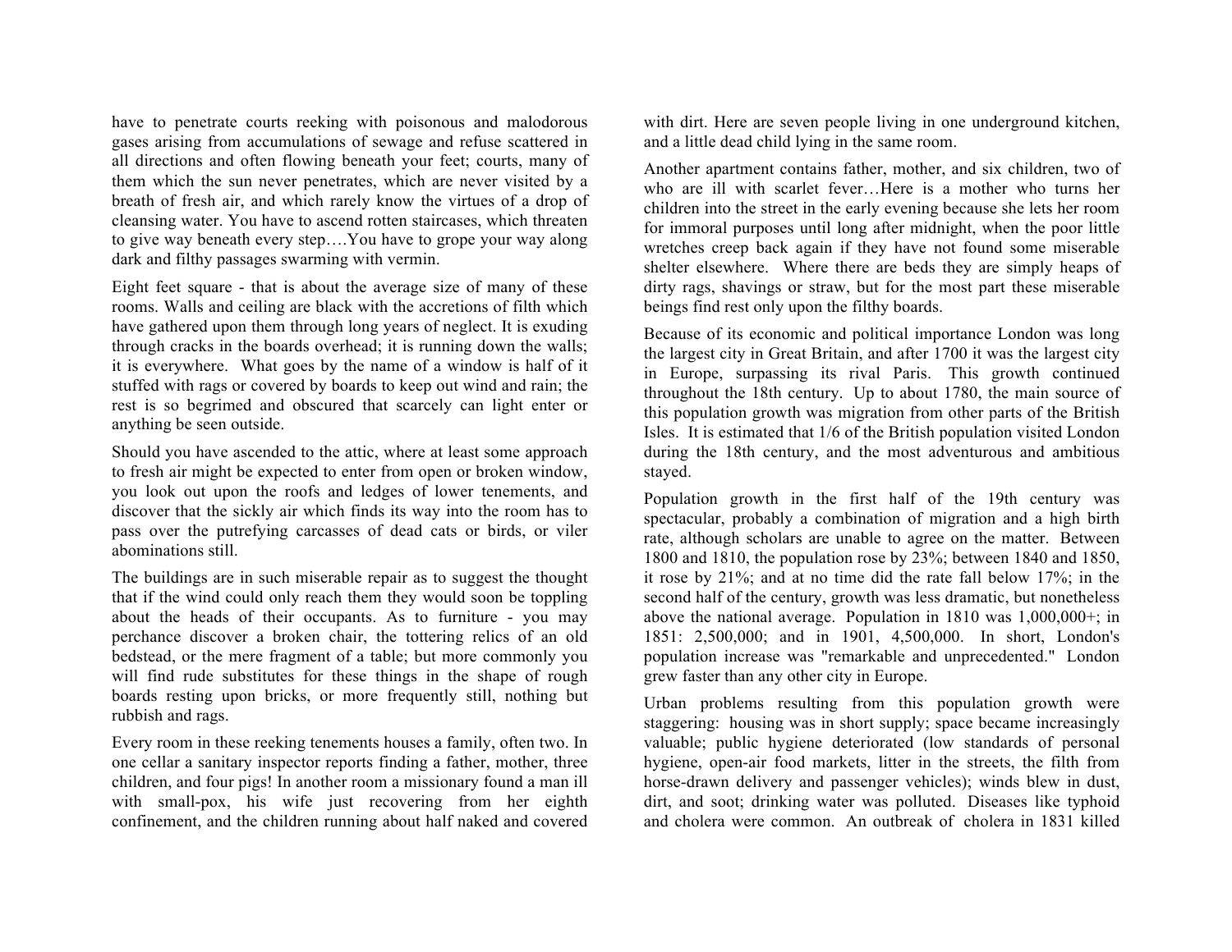have to penetrate courts reeking with poisonous and malodorous gases arising from accumulations of sewage and refuse scattered in all directions and often flowing beneath your feet; courts, many of them which the sun never penetrates, which are never visited by a breath of fresh air, and which rarely know the virtues of a drop of cleansing water. You have to ascend rotten staircases, which threaten to give way beneath every step….You have to grope your way along dark and filthy passages swarming with vermin.

Eight feet square - that is about the average size of many of these rooms. Walls and ceiling are black with the accretions of filth which have gathered upon them through long years of neglect. It is exuding through cracks in the boards overhead; it is running down the walls; it is everywhere. What goes by the name of a window is half of it stuffed with rags or covered by boards to keep out wind and rain; the rest is so begrimed and obscured that scarcely can light enter or anything be seen outside.

Should you have ascended to the attic, where at least some approach to fresh air might be expected to enter from open or broken window, you look out upon the roofs and ledges of lower tenements, and discover that the sickly air which finds its way into the room has to pass over the putrefying carcasses of dead cats or birds, or viler abominations still.

The buildings are in such miserable repair as to suggest the thought that if the wind could only reach them they would soon be toppling about the heads of their occupants. As to furniture - you may perchance discover a broken chair, the tottering relics of an old bedstead, or the mere fragment of a table; but more commonly you will find rude substitutes for these things in the shape of rough boards resting upon bricks, or more frequently still, nothing but rubbish and rags.

Every room in these reeking tenements houses a family, often two. In one cellar a sanitary inspector reports finding a father, mother, three children, and four pigs! In another room a missionary found a man ill with small-pox, his wife just recovering from her eighth confinement, and the children running about half naked and covered with dirt. Here are seven people living in one underground kitchen, and a little dead child lying in the same room.

Another apartment contains father, mother, and six children, two of who are ill with scarlet fever…Here is a mother who turns her children into the street in the early evening because she lets her room for immoral purposes until long after midnight, when the poor little wretches creep back again if they have not found some miserable shelter elsewhere. Where there are beds they are simply heaps of dirty rags, shavings or straw, but for the most part these miserable beings find rest only upon the filthy boards.

Because of its economic and political importance London was long the largest city in Great Britain, and after 1700 it was the largest city in Europe, surpassing its rival Paris. This growth continued throughout the 18th century. Up to about 1780, the main source of this population growth was migration from other parts of the British Isles. It is estimated that 1/6 of the British population visited London during the 18th century, and the most adventurous and ambitious stayed.

Population growth in the first half of the 19th century was spectacular, probably a combination of migration and a high birth rate, although scholars are unable to agree on the matter. Between 1800 and 1810, the population rose by 23%; between 1840 and 1850, it rose by 21%; and at no time did the rate fall below 17%; in the second half of the century, growth was less dramatic, but nonetheless above the national average. Population in 1810 was 1,000,000+; in 1851: 2,500,000; and in 1901, 4,500,000. In short, London's population increase was "remarkable and unprecedented." London grew faster than any other city in Europe.

Urban problems resulting from this population growth were staggering: housing was in short supply; space became increasingly valuable; public hygiene deteriorated (low standards of personal hygiene, open-air food markets, litter in the streets, the filth from horse-drawn delivery and passenger vehicles); winds blew in dust, dirt, and soot; drinking water was polluted. Diseases like typhoid and cholera were common. An outbreak of cholera in 1831 killed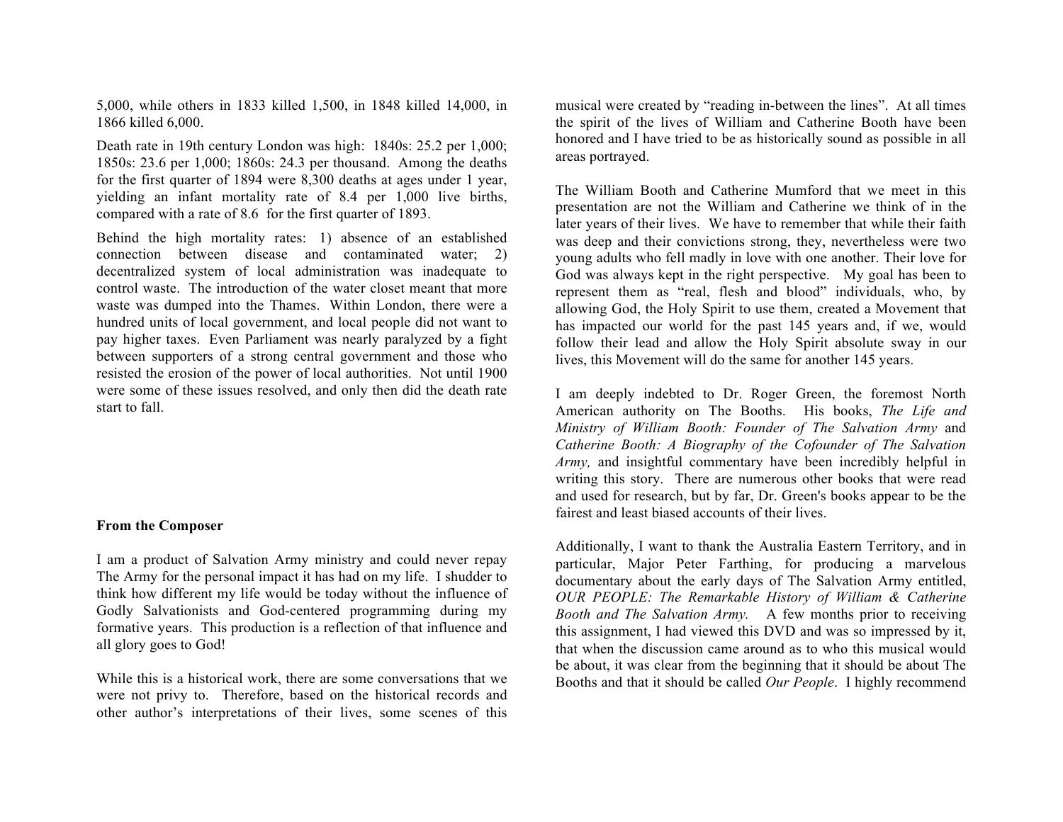5,000, while others in 1833 killed 1,500, in 1848 killed 14,000, in 1866 killed 6,000.

Death rate in 19th century London was high: 1840s: 25.2 per 1,000; 1850s: 23.6 per 1,000; 1860s: 24.3 per thousand. Among the deaths for the first quarter of 1894 were 8,300 deaths at ages under 1 year, yielding an infant mortality rate of 8.4 per 1,000 live births, compared with a rate of 8.6 for the first quarter of 1893.

Behind the high mortality rates: 1) absence of an established connection between disease and contaminated water; 2) decentralized system of local administration was inadequate to control waste. The introduction of the water closet meant that more waste was dumped into the Thames. Within London, there were a hundred units of local government, and local people did not want to pay higher taxes. Even Parliament was nearly paralyzed by a fight between supporters of a strong central government and those who resisted the erosion of the power of local authorities. Not until 1900 were some of these issues resolved, and only then did the death rate start to fall.

**From the Composer**

I am a product of Salvation Army ministry and could never repay The Army for the personal impact it has had on my life. I shudder to think how different my life would be today without the influence of Godly Salvationists and God-centered programming during my formative years. This production is a reflection of that influence and all glory goes to God!

While this is a historical work, there are some conversations that we were not privy to. Therefore, based on the historical records and other author's interpretations of their lives, some scenes of this musical were created by "reading in-between the lines". At all times the spirit of the lives of William and Catherine Booth have been honored and I have tried to be as historically sound as possible in all areas portrayed.

The William Booth and Catherine Mumford that we meet in this presentation are not the William and Catherine we think of in the later years of their lives. We have to remember that while their faith was deep and their convictions strong, they, nevertheless were two young adults who fell madly in love with one another. Their love for God was always kept in the right perspective. My goal has been to represent them as "real, flesh and blood" individuals, who, by allowing God, the Holy Spirit to use them, created a Movement that has impacted our world for the past 145 years and, if we, would follow their lead and allow the Holy Spirit absolute sway in our lives, this Movement will do the same for another 145 years.

I am deeply indebted to Dr. Roger Green, the foremost North American authority on The Booths. His books, *The Life and Ministry of William Booth: Founder of The Salvation Army* and *Catherine Booth: A Biography of the Cofounder of The Salvation Army,* and insightful commentary have been incredibly helpful in writing this story. There are numerous other books that were read and used for research, but by far, Dr. Green's books appear to be the fairest and least biased accounts of their lives.

Additionally, I want to thank the Australia Eastern Territory, and in particular, Major Peter Farthing, for producing a marvelous documentary about the early days of The Salvation Army entitled, *OUR PEOPLE: The Remarkable History of William & Catherine Booth and The Salvation Army.* A few months prior to receiving this assignment, I had viewed this DVD and was so impressed by it, that when the discussion came around as to who this musical would be about, it was clear from the beginning that it should be about The Booths and that it should be called *Our People*. I highly recommend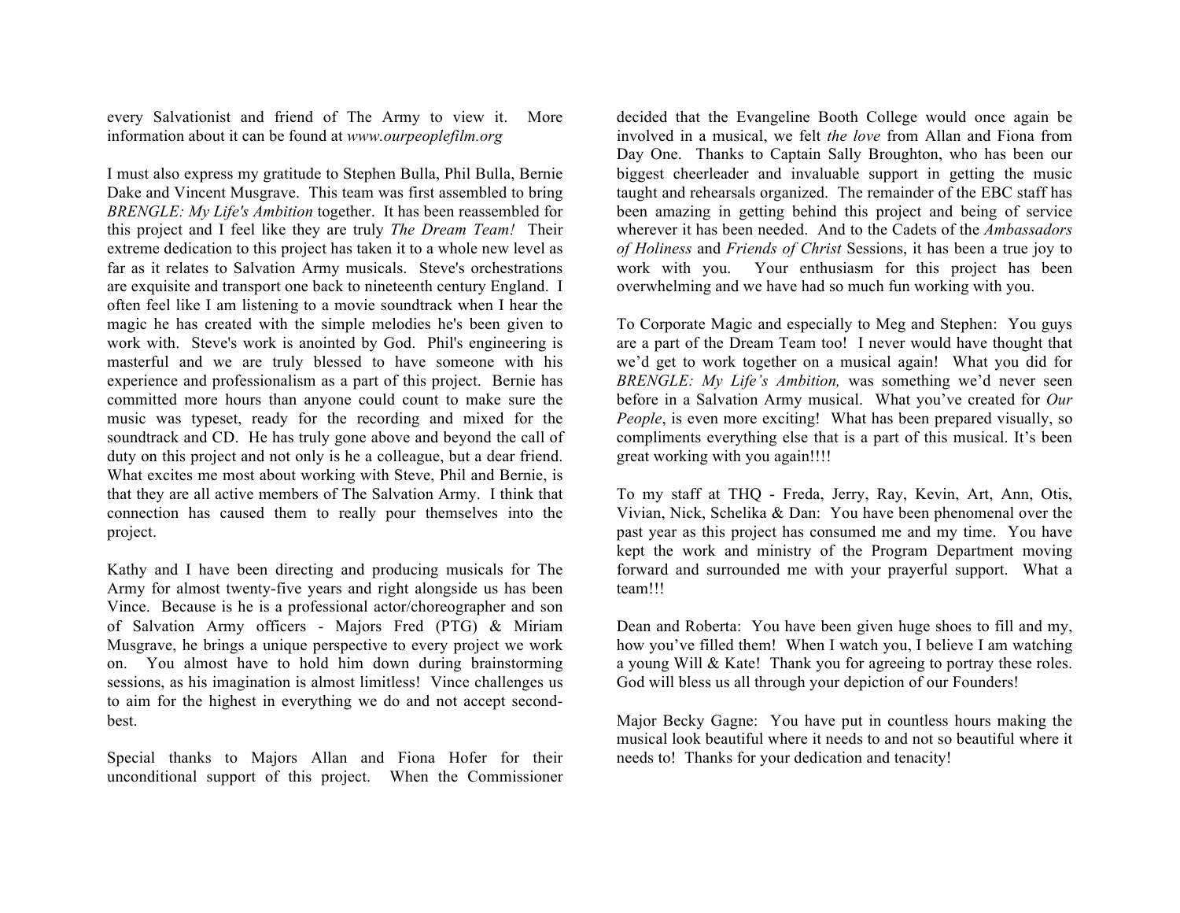every Salvationist and friend of The Army to view it. More information about it can be found at *www.ourpeoplefilm.org*

I must also express my gratitude to Stephen Bulla, Phil Bulla, Bernie Dake and Vincent Musgrave. This team was first assembled to bring *BRENGLE: My Life's Ambition* together. It has been reassembled for this project and I feel like they are truly *The Dream Team!* Their extreme dedication to this project has taken it to a whole new level as far as it relates to Salvation Army musicals. Steve's orchestrations are exquisite and transport one back to nineteenth century England. I often feel like I am listening to a movie soundtrack when I hear the magic he has created with the simple melodies he's been given to work with. Steve's work is anointed by God. Phil's engineering is masterful and we are truly blessed to have someone with his experience and professionalism as a part of this project. Bernie has committed more hours than anyone could count to make sure the music was typeset, ready for the recording and mixed for the soundtrack and CD. He has truly gone above and beyond the call of duty on this project and not only is he a colleague, but a dear friend. What excites me most about working with Steve, Phil and Bernie, is that they are all active members of The Salvation Army. I think that connection has caused them to really pour themselves into the project.

Kathy and I have been directing and producing musicals for The Army for almost twenty-five years and right alongside us has been Vince. Because is he is a professional actor/choreographer and son of Salvation Army officers - Majors Fred (PTG) & Miriam Musgrave, he brings a unique perspective to every project we work on. You almost have to hold him down during brainstorming sessions, as his imagination is almost limitless! Vince challenges us to aim for the highest in everything we do and not accept second-best.

Special thanks to Majors Allan and Fiona Hofer for their unconditional support of this project. When the Commissioner decided that the Evangeline Booth College would once again be involved in a musical, we felt *the love* from Allan and Fiona from Day One. Thanks to Captain Sally Broughton, who has been our biggest cheerleader and invaluable support in getting the music taught and rehearsals organized. The remainder of the EBC staff has been amazing in getting behind this project and being of service wherever it has been needed. And to the Cadets of the *Ambassadors of Holiness* and *Friends of Christ* Sessions, it has been a true joy to work with you. Your enthusiasm for this project has been overwhelming and we have had so much fun working with you.

To Corporate Magic and especially to Meg and Stephen: You guys are a part of the Dream Team too! I never would have thought that we'd get to work together on a musical again! What you did for *BRENGLE: My Life's Ambition,* was something we'd never seen before in a Salvation Army musical. What you've created for *Our People*, is even more exciting! What has been prepared visually, so compliments everything else that is a part of this musical. It's been great working with you again!!!!

To my staff at THQ - Freda, Jerry, Ray, Kevin, Art, Ann, Otis, Vivian, Nick, Schelika & Dan: You have been phenomenal over the past year as this project has consumed me and my time. You have kept the work and ministry of the Program Department moving forward and surrounded me with your prayerful support. What a team!!!

Dean and Roberta: You have been given huge shoes to fill and my, how you've filled them! When I watch you, I believe I am watching a young Will & Kate! Thank you for agreeing to portray these roles. God will bless us all through your depiction of our Founders!

Major Becky Gagne: You have put in countless hours making the musical look beautiful where it needs to and not so beautiful where it needs to! Thanks for your dedication and tenacity!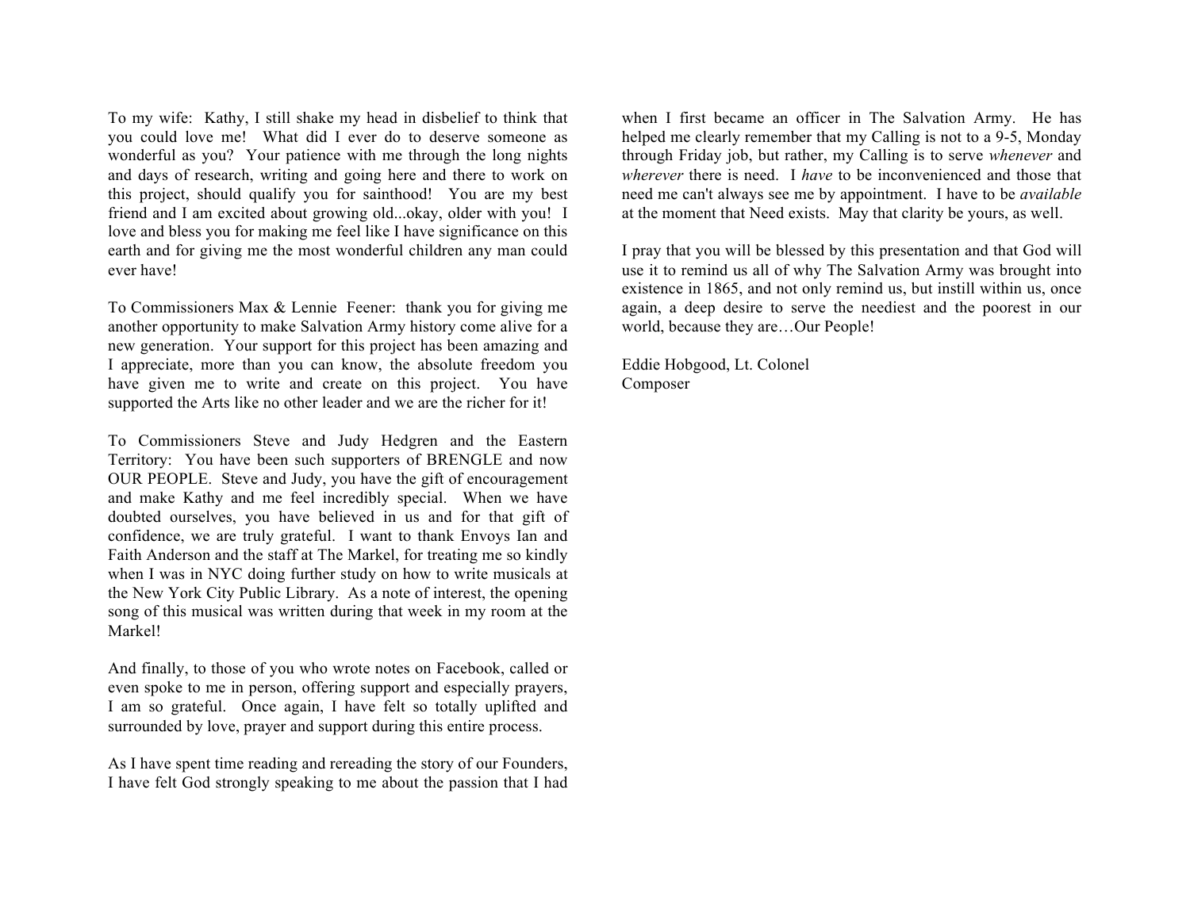To my wife: Kathy, I still shake my head in disbelief to think that you could love me! What did I ever do to deserve someone as wonderful as you? Your patience with me through the long nights and days of research, writing and going here and there to work on this project, should qualify you for sainthood! You are my best friend and I am excited about growing old...okay, older with you! I love and bless you for making me feel like I have significance on this earth and for giving me the most wonderful children any man could ever have!

To Commissioners Max & Lennie Feener: thank you for giving me another opportunity to make Salvation Army history come alive for a new generation. Your support for this project has been amazing and I appreciate, more than you can know, the absolute freedom you have given me to write and create on this project. You have supported the Arts like no other leader and we are the richer for it!

To Commissioners Steve and Judy Hedgren and the Eastern Territory: You have been such supporters of BRENGLE and now OUR PEOPLE. Steve and Judy, you have the gift of encouragement and make Kathy and me feel incredibly special. When we have doubted ourselves, you have believed in us and for that gift of confidence, we are truly grateful. I want to thank Envoys Ian and Faith Anderson and the staff at The Markel, for treating me so kindly when I was in NYC doing further study on how to write musicals at the New York City Public Library. As a note of interest, the opening song of this musical was written during that week in my room at the Markel!

And finally, to those of you who wrote notes on Facebook, called or even spoke to me in person, offering support and especially prayers, I am so grateful. Once again, I have felt so totally uplifted and surrounded by love, prayer and support during this entire process.

As I have spent time reading and rereading the story of our Founders, I have felt God strongly speaking to me about the passion that I had when I first became an officer in The Salvation Army. He has helped me clearly remember that my Calling is not to a 9-5, Monday through Friday job, but rather, my Calling is to serve *whenever* and *wherever* there is need. I *have* to be inconvenienced and those that need me can't always see me by appointment. I have to be *available* at the moment that Need exists. May that clarity be yours, as well.

I pray that you will be blessed by this presentation and that God will use it to remind us all of why The Salvation Army was brought into existence in 1865, and not only remind us, but instill within us, once again, a deep desire to serve the neediest and the poorest in our world, because they are…Our People!

Eddie Hobgood, Lt. Colonel
Composer